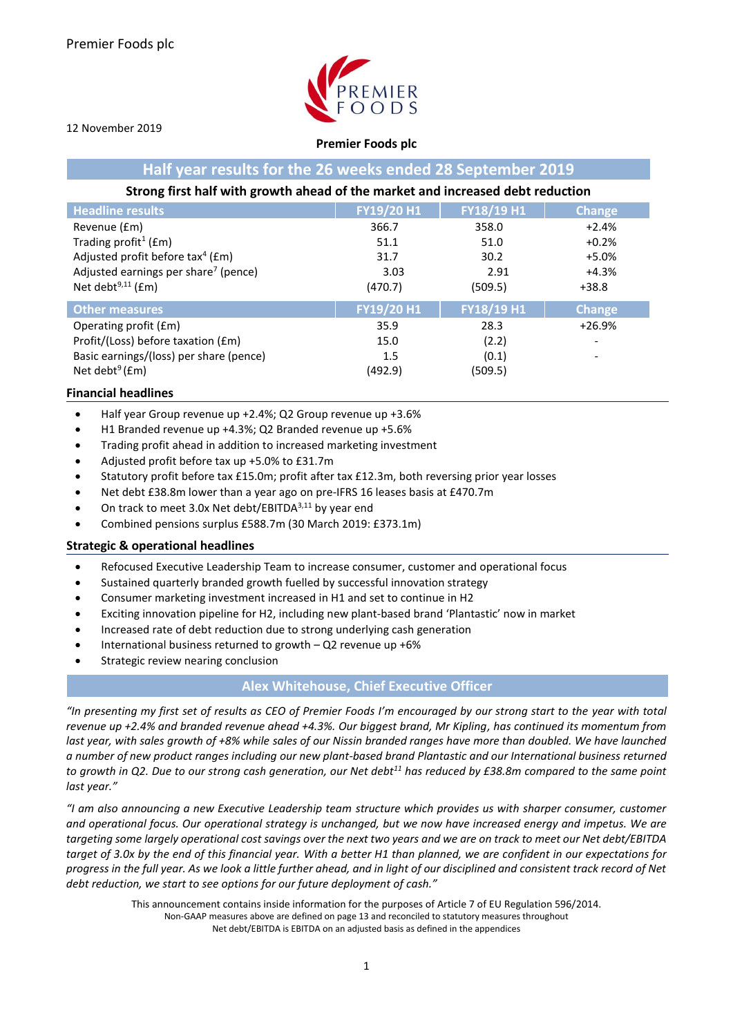Premier Foods plc

12 November 2019

**Premier Foods plc**

## Half year results for the 26 weeks ended 28 September 2019

**Strong first half with growth ahead of the market and increased debt reduction**

| Headline results | FY19/20 H1 | FY18/19 H1 | Change |
|---|---|---|---|
| Revenue (£m) | 366.7 | 358.0 | +2.4% |
| Trading profit[1] (£m) | 51.1 | 51.0 | +0.2% |
| Adjusted profit before tax[4] (£m) | 31.7 | 30.2 | +5.0% |
| Adjusted earnings per share[7] (pence) | 3.03 | 2.91 | +4.3% |
| Net debt[9,11] (£m) | (470.7) | (509.5) | +38.8 |
| **Other measures** | **FY19/20 H1** | **FY18/19 H1** | **Change** |
| Operating profit (£m) | 35.9 | 28.3 | +26.9% |
| Profit/(Loss) before taxation (£m) | 15.0 | (2.2) | - |
| Basic earnings/(loss) per share (pence) | 1.5 | (0.1) | - |
| Net debt[9] (£m) | (492.9) | (509.5) | |

### Financial headlines

- Half year Group revenue up +2.4%; Q2 Group revenue up +3.6%
- H1 Branded revenue up +4.3%; Q2 Branded revenue up +5.6%
- Trading profit ahead in addition to increased marketing investment
- Adjusted profit before tax up +5.0% to £31.7m
- Statutory profit before tax £15.0m; profit after tax £12.3m, both reversing prior year losses
- Net debt £38.8m lower than a year ago on pre-IFRS 16 leases basis at £470.7m
- On track to meet 3.0x Net debt/EBITDA[3,11] by year end
- Combined pensions surplus £588.7m (30 March 2019: £373.1m)

### Strategic & operational headlines

- Refocused Executive Leadership Team to increase consumer, customer and operational focus
- Sustained quarterly branded growth fuelled by successful innovation strategy
- Consumer marketing investment increased in H1 and set to continue in H2
- Exciting innovation pipeline for H2, including new plant-based brand 'Plantastic' now in market
- Increased rate of debt reduction due to strong underlying cash generation
- International business returned to growth – Q2 revenue up +6%
- Strategic review nearing conclusion

## Alex Whitehouse, Chief Executive Officer

*"In presenting my first set of results as CEO of Premier Foods I'm encouraged by our strong start to the year with total revenue up +2.4% and branded revenue ahead +4.3%. Our biggest brand, Mr Kipling, has continued its momentum from last year, with sales growth of +8% while sales of our Nissin branded ranges have more than doubled. We have launched a number of new product ranges including our new plant-based brand Plantastic and our International business returned to growth in Q2. Due to our strong cash generation, our Net debt[11] has reduced by £38.8m compared to the same point last year."*

*"I am also announcing a new Executive Leadership team structure which provides us with sharper consumer, customer and operational focus. Our operational strategy is unchanged, but we now have increased energy and impetus. We are targeting some largely operational cost savings over the next two years and we are on track to meet our Net debt/EBITDA target of 3.0x by the end of this financial year. With a better H1 than planned, we are confident in our expectations for progress in the full year. As we look a little further ahead, and in light of our disciplined and consistent track record of Net debt reduction, we start to see options for our future deployment of cash."*

This announcement contains inside information for the purposes of Article 7 of EU Regulation 596/2014.
Non-GAAP measures above are defined on page 13 and reconciled to statutory measures throughout
Net debt/EBITDA is EBITDA on an adjusted basis as defined in the appendices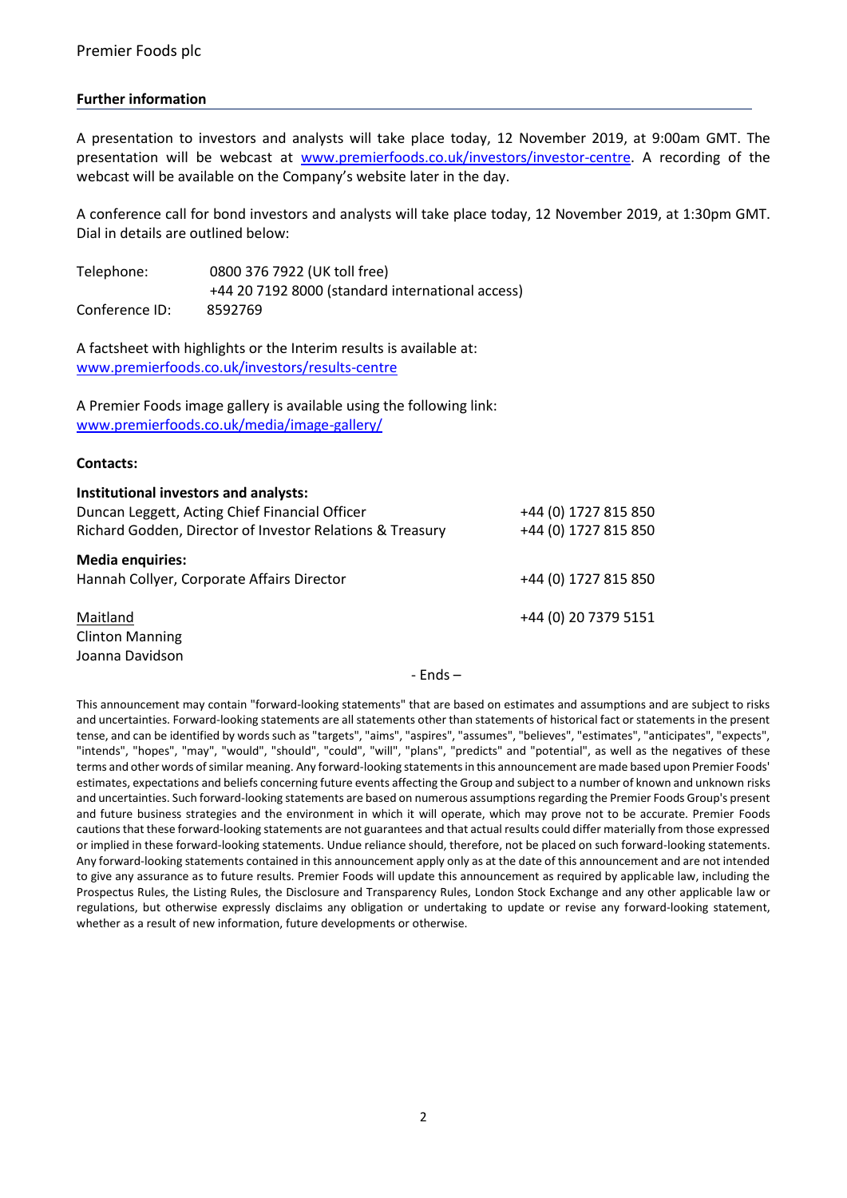## Further information

A presentation to investors and analysts will take place today, 12 November 2019, at 9:00am GMT. The presentation will be webcast at www.premierfoods.co.uk/investors/investor-centre. A recording of the webcast will be available on the Company's website later in the day.

A conference call for bond investors and analysts will take place today, 12 November 2019, at 1:30pm GMT. Dial in details are outlined below:

| | |
|---|---|
| Telephone: | 0800 376 7922 (UK toll free) |
| | +44 20 7192 8000 (standard international access) |
| Conference ID: | 8592769 |

A factsheet with highlights or the Interim results is available at:
www.premierfoods.co.uk/investors/results-centre

A Premier Foods image gallery is available using the following link:
www.premierfoods.co.uk/media/image-gallery/

**Contacts:**

| | |
|---|---|
| **Institutional investors and analysts:** | |
| Duncan Leggett, Acting Chief Financial Officer | +44 (0) 1727 815 850 |
| Richard Godden, Director of Investor Relations & Treasury | +44 (0) 1727 815 850 |
| **Media enquiries:** | |
| Hannah Collyer, Corporate Affairs Director | +44 (0) 1727 815 850 |
| Maitland | +44 (0) 20 7379 5151 |
| Clinton Manning | |
| Joanna Davidson | |

- Ends –

This announcement may contain "forward-looking statements" that are based on estimates and assumptions and are subject to risks and uncertainties. Forward-looking statements are all statements other than statements of historical fact or statements in the present tense, and can be identified by words such as "targets", "aims", "aspires", "assumes", "believes", "estimates", "anticipates", "expects", "intends", "hopes", "may", "would", "should", "could", "will", "plans", "predicts" and "potential", as well as the negatives of these terms and other words of similar meaning. Any forward-looking statements in this announcement are made based upon Premier Foods' estimates, expectations and beliefs concerning future events affecting the Group and subject to a number of known and unknown risks and uncertainties. Such forward-looking statements are based on numerous assumptions regarding the Premier Foods Group's present and future business strategies and the environment in which it will operate, which may prove not to be accurate. Premier Foods cautions that these forward-looking statements are not guarantees and that actual results could differ materially from those expressed or implied in these forward-looking statements. Undue reliance should, therefore, not be placed on such forward-looking statements. Any forward-looking statements contained in this announcement apply only as at the date of this announcement and are not intended to give any assurance as to future results. Premier Foods will update this announcement as required by applicable law, including the Prospectus Rules, the Listing Rules, the Disclosure and Transparency Rules, London Stock Exchange and any other applicable law or regulations, but otherwise expressly disclaims any obligation or undertaking to update or revise any forward-looking statement, whether as a result of new information, future developments or otherwise.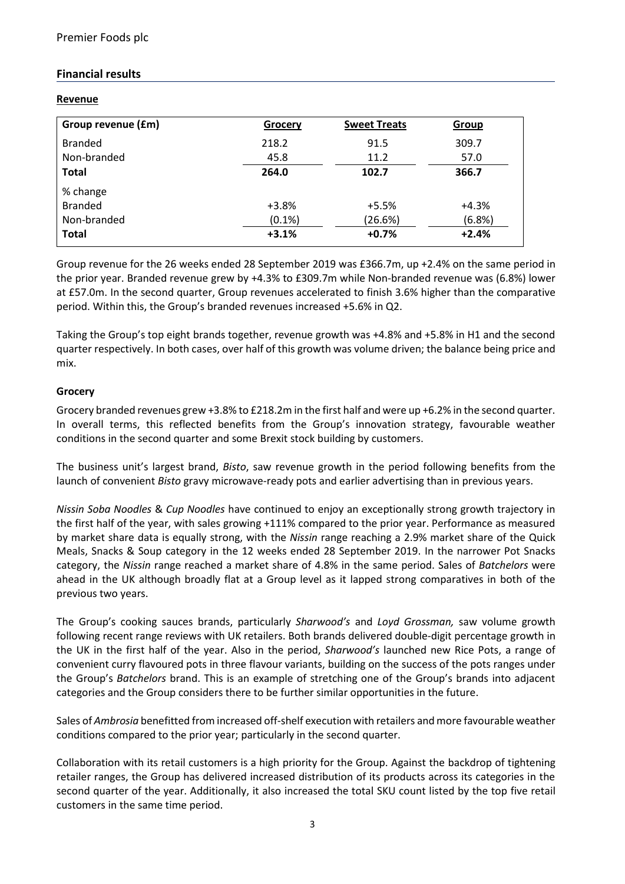## Financial results

**Revenue**

| Group revenue (£m) | Grocery | Sweet Treats | Group |
|---|---|---|---|
| Branded | 218.2 | 91.5 | 309.7 |
| Non-branded | 45.8 | 11.2 | 57.0 |
| **Total** | **264.0** | **102.7** | **366.7** |
| % change | | | |
| Branded | +3.8% | +5.5% | +4.3% |
| Non-branded | (0.1%) | (26.6%) | (6.8%) |
| **Total** | **+3.1%** | **+0.7%** | **+2.4%** |

Group revenue for the 26 weeks ended 28 September 2019 was £366.7m, up +2.4% on the same period in the prior year. Branded revenue grew by +4.3% to £309.7m while Non-branded revenue was (6.8%) lower at £57.0m. In the second quarter, Group revenues accelerated to finish 3.6% higher than the comparative period. Within this, the Group's branded revenues increased +5.6% in Q2.

Taking the Group's top eight brands together, revenue growth was +4.8% and +5.8% in H1 and the second quarter respectively. In both cases, over half of this growth was volume driven; the balance being price and mix.

**Grocery**

Grocery branded revenues grew +3.8% to £218.2m in the first half and were up +6.2% in the second quarter. In overall terms, this reflected benefits from the Group's innovation strategy, favourable weather conditions in the second quarter and some Brexit stock building by customers.

The business unit's largest brand, *Bisto*, saw revenue growth in the period following benefits from the launch of convenient *Bisto* gravy microwave-ready pots and earlier advertising than in previous years.

*Nissin Soba Noodles* & *Cup Noodles* have continued to enjoy an exceptionally strong growth trajectory in the first half of the year, with sales growing +111% compared to the prior year. Performance as measured by market share data is equally strong, with the *Nissin* range reaching a 2.9% market share of the Quick Meals, Snacks & Soup category in the 12 weeks ended 28 September 2019. In the narrower Pot Snacks category, the *Nissin* range reached a market share of 4.8% in the same period. Sales of *Batchelors* were ahead in the UK although broadly flat at a Group level as it lapped strong comparatives in both of the previous two years.

The Group's cooking sauces brands, particularly *Sharwood's* and *Loyd Grossman,* saw volume growth following recent range reviews with UK retailers. Both brands delivered double-digit percentage growth in the UK in the first half of the year. Also in the period, *Sharwood's* launched new Rice Pots, a range of convenient curry flavoured pots in three flavour variants, building on the success of the pots ranges under the Group's *Batchelors* brand. This is an example of stretching one of the Group's brands into adjacent categories and the Group considers there to be further similar opportunities in the future.

Sales of *Ambrosia* benefitted from increased off-shelf execution with retailers and more favourable weather conditions compared to the prior year; particularly in the second quarter.

Collaboration with its retail customers is a high priority for the Group. Against the backdrop of tightening retailer ranges, the Group has delivered increased distribution of its products across its categories in the second quarter of the year. Additionally, it also increased the total SKU count listed by the top five retail customers in the same time period.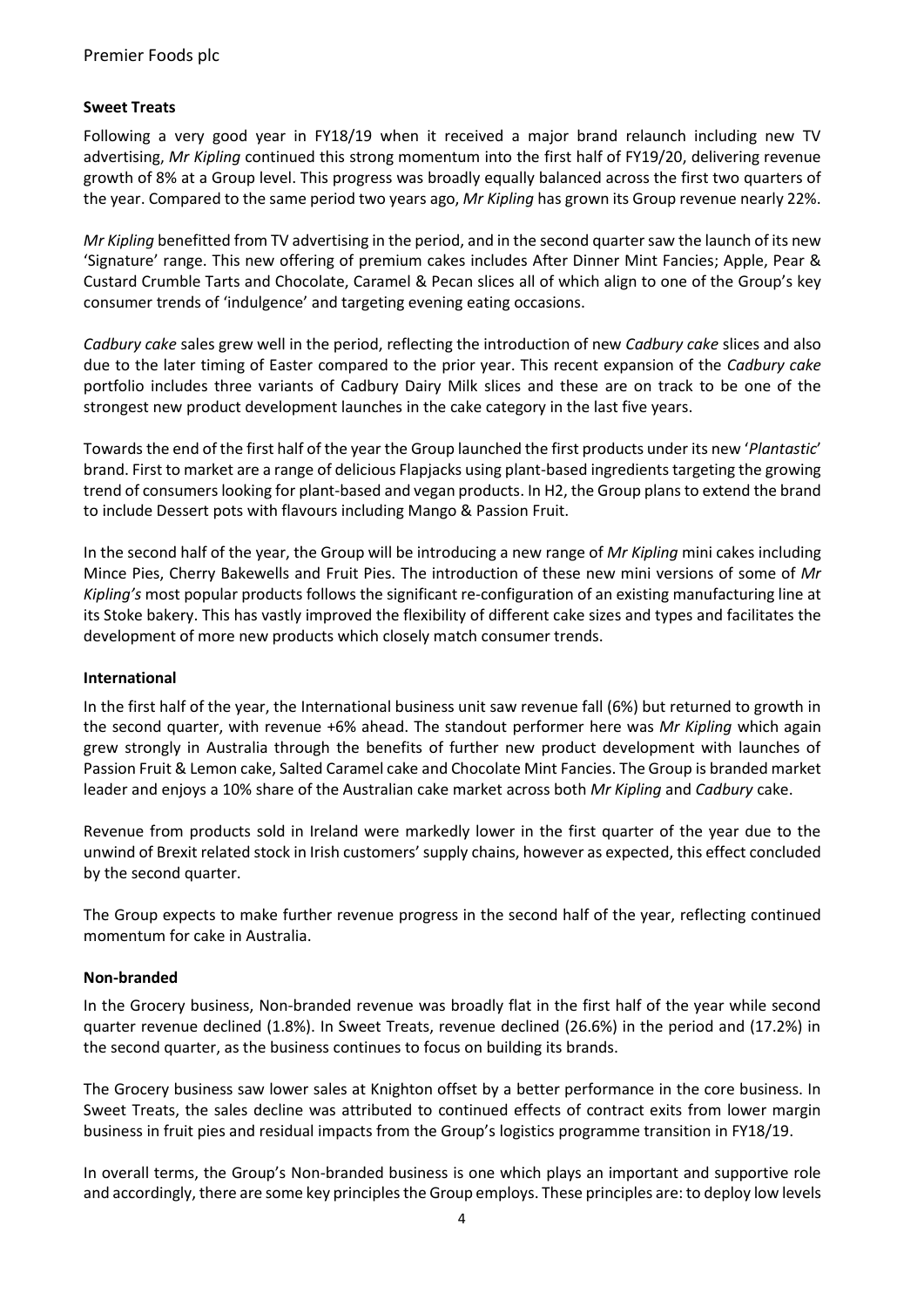### Sweet Treats

Following a very good year in FY18/19 when it received a major brand relaunch including new TV advertising, *Mr Kipling* continued this strong momentum into the first half of FY19/20, delivering revenue growth of 8% at a Group level. This progress was broadly equally balanced across the first two quarters of the year. Compared to the same period two years ago, *Mr Kipling* has grown its Group revenue nearly 22%.

*Mr Kipling* benefitted from TV advertising in the period, and in the second quarter saw the launch of its new 'Signature' range. This new offering of premium cakes includes After Dinner Mint Fancies; Apple, Pear & Custard Crumble Tarts and Chocolate, Caramel & Pecan slices all of which align to one of the Group's key consumer trends of 'indulgence' and targeting evening eating occasions.

*Cadbury cake* sales grew well in the period, reflecting the introduction of new *Cadbury cake* slices and also due to the later timing of Easter compared to the prior year. This recent expansion of the *Cadbury cake* portfolio includes three variants of Cadbury Dairy Milk slices and these are on track to be one of the strongest new product development launches in the cake category in the last five years.

Towards the end of the first half of the year the Group launched the first products under its new '*Plantastic*' brand. First to market are a range of delicious Flapjacks using plant-based ingredients targeting the growing trend of consumers looking for plant-based and vegan products. In H2, the Group plans to extend the brand to include Dessert pots with flavours including Mango & Passion Fruit.

In the second half of the year, the Group will be introducing a new range of *Mr Kipling* mini cakes including Mince Pies, Cherry Bakewells and Fruit Pies. The introduction of these new mini versions of some of *Mr Kipling's* most popular products follows the significant re-configuration of an existing manufacturing line at its Stoke bakery. This has vastly improved the flexibility of different cake sizes and types and facilitates the development of more new products which closely match consumer trends.

### International

In the first half of the year, the International business unit saw revenue fall (6%) but returned to growth in the second quarter, with revenue +6% ahead. The standout performer here was *Mr Kipling* which again grew strongly in Australia through the benefits of further new product development with launches of Passion Fruit & Lemon cake, Salted Caramel cake and Chocolate Mint Fancies. The Group is branded market leader and enjoys a 10% share of the Australian cake market across both *Mr Kipling* and *Cadbury* cake.

Revenue from products sold in Ireland were markedly lower in the first quarter of the year due to the unwind of Brexit related stock in Irish customers' supply chains, however as expected, this effect concluded by the second quarter.

The Group expects to make further revenue progress in the second half of the year, reflecting continued momentum for cake in Australia.

### Non-branded

In the Grocery business, Non-branded revenue was broadly flat in the first half of the year while second quarter revenue declined (1.8%). In Sweet Treats, revenue declined (26.6%) in the period and (17.2%) in the second quarter, as the business continues to focus on building its brands.

The Grocery business saw lower sales at Knighton offset by a better performance in the core business. In Sweet Treats, the sales decline was attributed to continued effects of contract exits from lower margin business in fruit pies and residual impacts from the Group's logistics programme transition in FY18/19.

In overall terms, the Group's Non-branded business is one which plays an important and supportive role and accordingly, there are some key principles the Group employs. These principles are: to deploy low levels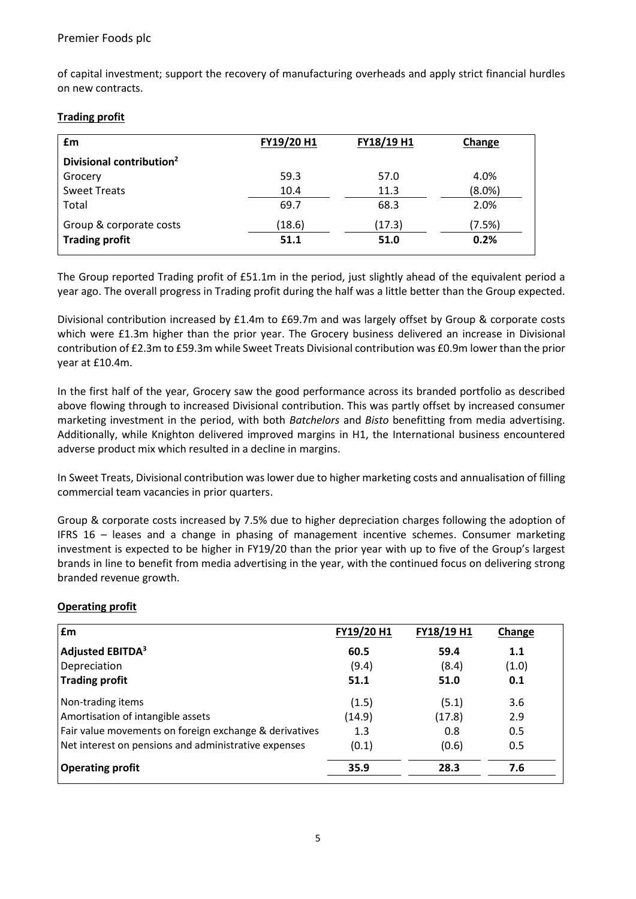of capital investment; support the recovery of manufacturing overheads and apply strict financial hurdles on new contracts.

**Trading profit**

| £m | FY19/20 H1 | FY18/19 H1 | Change |
|---|---|---|---|
| **Divisional contribution[2]** | | | |
| Grocery | 59.3 | 57.0 | 4.0% |
| Sweet Treats | 10.4 | 11.3 | (8.0%) |
| Total | 69.7 | 68.3 | 2.0% |
| Group & corporate costs | (18.6) | (17.3) | (7.5%) |
| **Trading profit** | **51.1** | **51.0** | **0.2%** |

The Group reported Trading profit of £51.1m in the period, just slightly ahead of the equivalent period a year ago. The overall progress in Trading profit during the half was a little better than the Group expected.

Divisional contribution increased by £1.4m to £69.7m and was largely offset by Group & corporate costs which were £1.3m higher than the prior year. The Grocery business delivered an increase in Divisional contribution of £2.3m to £59.3m while Sweet Treats Divisional contribution was £0.9m lower than the prior year at £10.4m.

In the first half of the year, Grocery saw the good performance across its branded portfolio as described above flowing through to increased Divisional contribution. This was partly offset by increased consumer marketing investment in the period, with both *Batchelors* and *Bisto* benefitting from media advertising. Additionally, while Knighton delivered improved margins in H1, the International business encountered adverse product mix which resulted in a decline in margins.

In Sweet Treats, Divisional contribution was lower due to higher marketing costs and annualisation of filling commercial team vacancies in prior quarters.

Group & corporate costs increased by 7.5% due to higher depreciation charges following the adoption of IFRS 16 – leases and a change in phasing of management incentive schemes. Consumer marketing investment is expected to be higher in FY19/20 than the prior year with up to five of the Group's largest brands in line to benefit from media advertising in the year, with the continued focus on delivering strong branded revenue growth.

**Operating profit**

| £m | FY19/20 H1 | FY18/19 H1 | Change |
|---|---|---|---|
| **Adjusted EBITDA[3]** | **60.5** | **59.4** | **1.1** |
| Depreciation | (9.4) | (8.4) | (1.0) |
| **Trading profit** | **51.1** | **51.0** | **0.1** |
| Non-trading items | (1.5) | (5.1) | 3.6 |
| Amortisation of intangible assets | (14.9) | (17.8) | 2.9 |
| Fair value movements on foreign exchange & derivatives | 1.3 | 0.8 | 0.5 |
| Net interest on pensions and administrative expenses | (0.1) | (0.6) | 0.5 |
| **Operating profit** | **35.9** | **28.3** | **7.6** |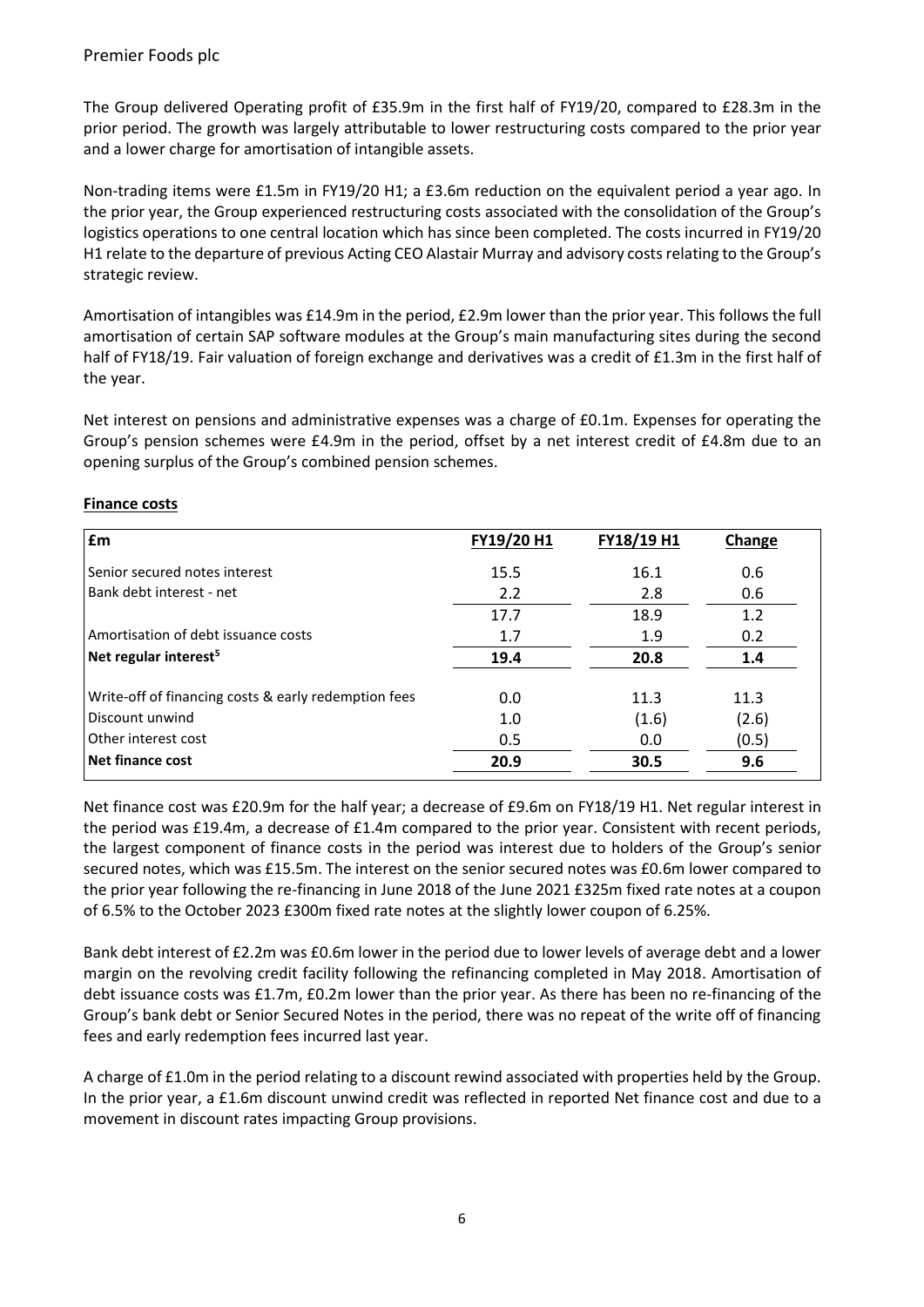The Group delivered Operating profit of £35.9m in the first half of FY19/20, compared to £28.3m in the prior period. The growth was largely attributable to lower restructuring costs compared to the prior year and a lower charge for amortisation of intangible assets.

Non-trading items were £1.5m in FY19/20 H1; a £3.6m reduction on the equivalent period a year ago. In the prior year, the Group experienced restructuring costs associated with the consolidation of the Group's logistics operations to one central location which has since been completed. The costs incurred in FY19/20 H1 relate to the departure of previous Acting CEO Alastair Murray and advisory costs relating to the Group's strategic review.

Amortisation of intangibles was £14.9m in the period, £2.9m lower than the prior year. This follows the full amortisation of certain SAP software modules at the Group's main manufacturing sites during the second half of FY18/19. Fair valuation of foreign exchange and derivatives was a credit of £1.3m in the first half of the year.

Net interest on pensions and administrative expenses was a charge of £0.1m. Expenses for operating the Group's pension schemes were £4.9m in the period, offset by a net interest credit of £4.8m due to an opening surplus of the Group's combined pension schemes.

**Finance costs**

| £m | FY19/20 H1 | FY18/19 H1 | Change |
|---|---|---|---|
| Senior secured notes interest | 15.5 | 16.1 | 0.6 |
| Bank debt interest - net | 2.2 | 2.8 | 0.6 |
| | 17.7 | 18.9 | 1.2 |
| Amortisation of debt issuance costs | 1.7 | 1.9 | 0.2 |
| **Net regular interest[5]** | **19.4** | **20.8** | **1.4** |
| Write-off of financing costs & early redemption fees | 0.0 | 11.3 | 11.3 |
| Discount unwind | 1.0 | (1.6) | (2.6) |
| Other interest cost | 0.5 | 0.0 | (0.5) |
| **Net finance cost** | **20.9** | **30.5** | **9.6** |

Net finance cost was £20.9m for the half year; a decrease of £9.6m on FY18/19 H1. Net regular interest in the period was £19.4m, a decrease of £1.4m compared to the prior year. Consistent with recent periods, the largest component of finance costs in the period was interest due to holders of the Group's senior secured notes, which was £15.5m. The interest on the senior secured notes was £0.6m lower compared to the prior year following the re-financing in June 2018 of the June 2021 £325m fixed rate notes at a coupon of 6.5% to the October 2023 £300m fixed rate notes at the slightly lower coupon of 6.25%.

Bank debt interest of £2.2m was £0.6m lower in the period due to lower levels of average debt and a lower margin on the revolving credit facility following the refinancing completed in May 2018. Amortisation of debt issuance costs was £1.7m, £0.2m lower than the prior year. As there has been no re-financing of the Group's bank debt or Senior Secured Notes in the period, there was no repeat of the write off of financing fees and early redemption fees incurred last year.

A charge of £1.0m in the period relating to a discount rewind associated with properties held by the Group. In the prior year, a £1.6m discount unwind credit was reflected in reported Net finance cost and due to a movement in discount rates impacting Group provisions.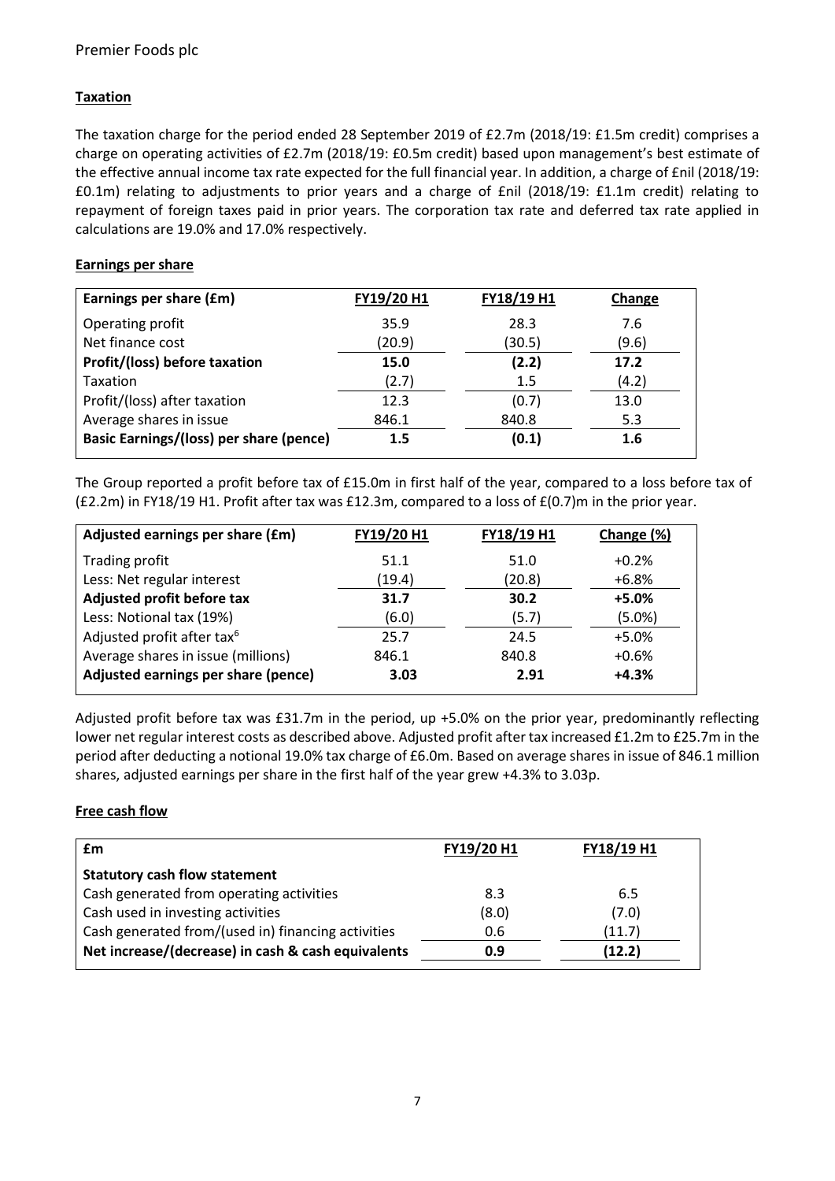### Taxation

The taxation charge for the period ended 28 September 2019 of £2.7m (2018/19: £1.5m credit) comprises a charge on operating activities of £2.7m (2018/19: £0.5m credit) based upon management's best estimate of the effective annual income tax rate expected for the full financial year. In addition, a charge of £nil (2018/19: £0.1m) relating to adjustments to prior years and a charge of £nil (2018/19: £1.1m credit) relating to repayment of foreign taxes paid in prior years. The corporation tax rate and deferred tax rate applied in calculations are 19.0% and 17.0% respectively.

### Earnings per share

| Earnings per share (£m) | FY19/20 H1 | FY18/19 H1 | Change |
|---|---|---|---|
| Operating profit | 35.9 | 28.3 | 7.6 |
| Net finance cost | (20.9) | (30.5) | (9.6) |
| **Profit/(loss) before taxation** | **15.0** | **(2.2)** | **17.2** |
| Taxation | (2.7) | 1.5 | (4.2) |
| Profit/(loss) after taxation | 12.3 | (0.7) | 13.0 |
| Average shares in issue | 846.1 | 840.8 | 5.3 |
| **Basic Earnings/(loss) per share (pence)** | **1.5** | **(0.1)** | **1.6** |

The Group reported a profit before tax of £15.0m in first half of the year, compared to a loss before tax of (£2.2m) in FY18/19 H1. Profit after tax was £12.3m, compared to a loss of £(0.7)m in the prior year.

| Adjusted earnings per share (£m) | FY19/20 H1 | FY18/19 H1 | Change (%) |
|---|---|---|---|
| Trading profit | 51.1 | 51.0 | +0.2% |
| Less: Net regular interest | (19.4) | (20.8) | +6.8% |
| **Adjusted profit before tax** | **31.7** | **30.2** | **+5.0%** |
| Less: Notional tax (19%) | (6.0) | (5.7) | (5.0%) |
| Adjusted profit after tax[6] | 25.7 | 24.5 | +5.0% |
| Average shares in issue (millions) | 846.1 | 840.8 | +0.6% |
| **Adjusted earnings per share (pence)** | **3.03** | **2.91** | **+4.3%** |

Adjusted profit before tax was £31.7m in the period, up +5.0% on the prior year, predominantly reflecting lower net regular interest costs as described above. Adjusted profit after tax increased £1.2m to £25.7m in the period after deducting a notional 19.0% tax charge of £6.0m. Based on average shares in issue of 846.1 million shares, adjusted earnings per share in the first half of the year grew +4.3% to 3.03p.

### Free cash flow

| £m | FY19/20 H1 | FY18/19 H1 |
|---|---|---|
| **Statutory cash flow statement** | | |
| Cash generated from operating activities | 8.3 | 6.5 |
| Cash used in investing activities | (8.0) | (7.0) |
| Cash generated from/(used in) financing activities | 0.6 | (11.7) |
| **Net increase/(decrease) in cash & cash equivalents** | **0.9** | **(12.2)** |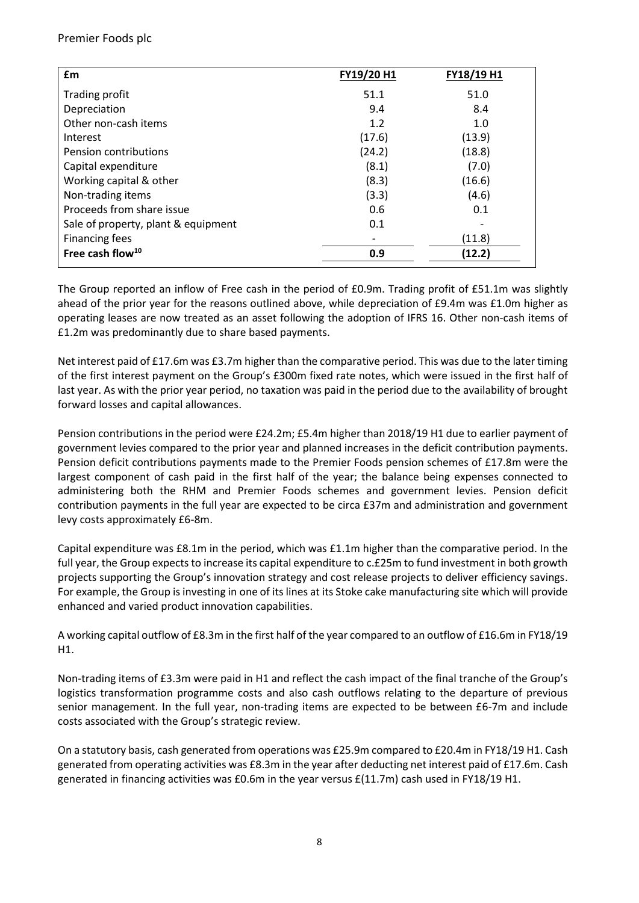| £m | FY19/20 H1 | FY18/19 H1 |
|---|---|---|
| Trading profit | 51.1 | 51.0 |
| Depreciation | 9.4 | 8.4 |
| Other non-cash items | 1.2 | 1.0 |
| Interest | (17.6) | (13.9) |
| Pension contributions | (24.2) | (18.8) |
| Capital expenditure | (8.1) | (7.0) |
| Working capital & other | (8.3) | (16.6) |
| Non-trading items | (3.3) | (4.6) |
| Proceeds from share issue | 0.6 | 0.1 |
| Sale of property, plant & equipment | 0.1 | - |
| Financing fees | - | (11.8) |
| **Free cash flow[10]** | **0.9** | **(12.2)** |

The Group reported an inflow of Free cash in the period of £0.9m. Trading profit of £51.1m was slightly ahead of the prior year for the reasons outlined above, while depreciation of £9.4m was £1.0m higher as operating leases are now treated as an asset following the adoption of IFRS 16. Other non-cash items of £1.2m was predominantly due to share based payments.

Net interest paid of £17.6m was £3.7m higher than the comparative period. This was due to the later timing of the first interest payment on the Group's £300m fixed rate notes, which were issued in the first half of last year. As with the prior year period, no taxation was paid in the period due to the availability of brought forward losses and capital allowances.

Pension contributions in the period were £24.2m; £5.4m higher than 2018/19 H1 due to earlier payment of government levies compared to the prior year and planned increases in the deficit contribution payments. Pension deficit contributions payments made to the Premier Foods pension schemes of £17.8m were the largest component of cash paid in the first half of the year; the balance being expenses connected to administering both the RHM and Premier Foods schemes and government levies. Pension deficit contribution payments in the full year are expected to be circa £37m and administration and government levy costs approximately £6-8m.

Capital expenditure was £8.1m in the period, which was £1.1m higher than the comparative period. In the full year, the Group expects to increase its capital expenditure to c.£25m to fund investment in both growth projects supporting the Group's innovation strategy and cost release projects to deliver efficiency savings. For example, the Group is investing in one of its lines at its Stoke cake manufacturing site which will provide enhanced and varied product innovation capabilities.

A working capital outflow of £8.3m in the first half of the year compared to an outflow of £16.6m in FY18/19 H1.

Non-trading items of £3.3m were paid in H1 and reflect the cash impact of the final tranche of the Group's logistics transformation programme costs and also cash outflows relating to the departure of previous senior management. In the full year, non-trading items are expected to be between £6-7m and include costs associated with the Group's strategic review.

On a statutory basis, cash generated from operations was £25.9m compared to £20.4m in FY18/19 H1. Cash generated from operating activities was £8.3m in the year after deducting net interest paid of £17.6m. Cash generated in financing activities was £0.6m in the year versus £(11.7m) cash used in FY18/19 H1.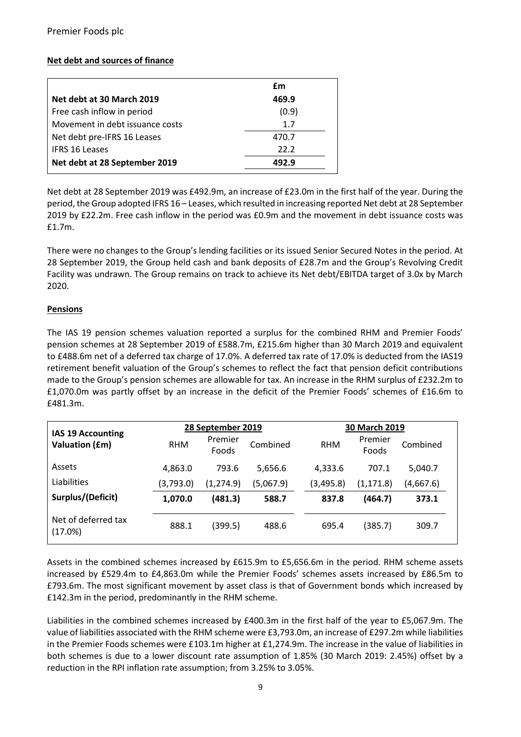**Net debt and sources of finance**

| | £m |
|---|---|
| **Net debt at 30 March 2019** | **469.9** |
| Free cash inflow in period | (0.9) |
| Movement in debt issuance costs | 1.7 |
| Net debt pre-IFRS 16 Leases | 470.7 |
| IFRS 16 Leases | 22.2 |
| **Net debt at 28 September 2019** | **492.9** |

Net debt at 28 September 2019 was £492.9m, an increase of £23.0m in the first half of the year. During the period, the Group adopted IFRS 16 – Leases, which resulted in increasing reported Net debt at 28 September 2019 by £22.2m. Free cash inflow in the period was £0.9m and the movement in debt issuance costs was £1.7m.

There were no changes to the Group's lending facilities or its issued Senior Secured Notes in the period. At 28 September 2019, the Group held cash and bank deposits of £28.7m and the Group's Revolving Credit Facility was undrawn. The Group remains on track to achieve its Net debt/EBITDA target of 3.0x by March 2020.

**Pensions**

The IAS 19 pension schemes valuation reported a surplus for the combined RHM and Premier Foods' pension schemes at 28 September 2019 of £588.7m, £215.6m higher than 30 March 2019 and equivalent to £488.6m net of a deferred tax charge of 17.0%. A deferred tax rate of 17.0% is deducted from the IAS19 retirement benefit valuation of the Group's schemes to reflect the fact that pension deficit contributions made to the Group's pension schemes are allowable for tax. An increase in the RHM surplus of £232.2m to £1,070.0m was partly offset by an increase in the deficit of the Premier Foods' schemes of £16.6m to £481.3m.

| IAS 19 Accounting Valuation (£m) | 28 September 2019 | | | 30 March 2019 | | |
|---|---|---|---|---|---|---|
| | RHM | Premier Foods | Combined | RHM | Premier Foods | Combined |
| Assets | 4,863.0 | 793.6 | 5,656.6 | 4,333.6 | 707.1 | 5,040.7 |
| Liabilities | (3,793.0) | (1,274.9) | (5,067.9) | (3,495.8) | (1,171.8) | (4,667.6) |
| **Surplus/(Deficit)** | **1,070.0** | **(481.3)** | **588.7** | **837.8** | **(464.7)** | **373.1** |
| Net of deferred tax (17.0%) | 888.1 | (399.5) | 488.6 | 695.4 | (385.7) | 309.7 |

Assets in the combined schemes increased by £615.9m to £5,656.6m in the period. RHM scheme assets increased by £529.4m to £4,863.0m while the Premier Foods' schemes assets increased by £86.5m to £793.6m. The most significant movement by asset class is that of Government bonds which increased by £142.3m in the period, predominantly in the RHM scheme.

Liabilities in the combined schemes increased by £400.3m in the first half of the year to £5,067.9m. The value of liabilities associated with the RHM scheme were £3,793.0m, an increase of £297.2m while liabilities in the Premier Foods schemes were £103.1m higher at £1,274.9m. The increase in the value of liabilities in both schemes is due to a lower discount rate assumption of 1.85% (30 March 2019: 2.45%) offset by a reduction in the RPI inflation rate assumption; from 3.25% to 3.05%.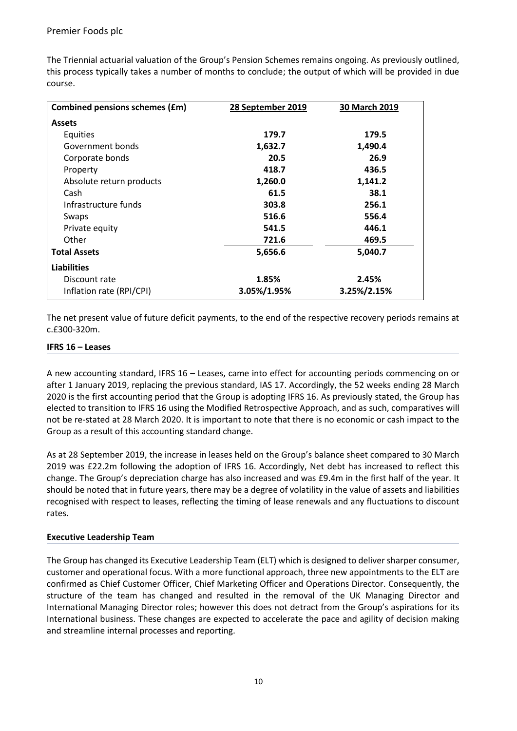The Triennial actuarial valuation of the Group's Pension Schemes remains ongoing. As previously outlined, this process typically takes a number of months to conclude; the output of which will be provided in due course.

| Combined pensions schemes (£m) | 28 September 2019 | 30 March 2019 |
|---|---|---|
| **Assets** | | |
| Equities | **179.7** | **179.5** |
| Government bonds | **1,632.7** | **1,490.4** |
| Corporate bonds | **20.5** | **26.9** |
| Property | **418.7** | **436.5** |
| Absolute return products | **1,260.0** | **1,141.2** |
| Cash | **61.5** | **38.1** |
| Infrastructure funds | **303.8** | **256.1** |
| Swaps | **516.6** | **556.4** |
| Private equity | **541.5** | **446.1** |
| Other | **721.6** | **469.5** |
| **Total Assets** | **5,656.6** | **5,040.7** |
| **Liabilities** | | |
| Discount rate | **1.85%** | **2.45%** |
| Inflation rate (RPI/CPI) | **3.05%/1.95%** | **3.25%/2.15%** |

The net present value of future deficit payments, to the end of the respective recovery periods remains at c.£300-320m.

### IFRS 16 – Leases

A new accounting standard, IFRS 16 – Leases, came into effect for accounting periods commencing on or after 1 January 2019, replacing the previous standard, IAS 17. Accordingly, the 52 weeks ending 28 March 2020 is the first accounting period that the Group is adopting IFRS 16. As previously stated, the Group has elected to transition to IFRS 16 using the Modified Retrospective Approach, and as such, comparatives will not be re-stated at 28 March 2020. It is important to note that there is no economic or cash impact to the Group as a result of this accounting standard change.

As at 28 September 2019, the increase in leases held on the Group's balance sheet compared to 30 March 2019 was £22.2m following the adoption of IFRS 16. Accordingly, Net debt has increased to reflect this change. The Group's depreciation charge has also increased and was £9.4m in the first half of the year. It should be noted that in future years, there may be a degree of volatility in the value of assets and liabilities recognised with respect to leases, reflecting the timing of lease renewals and any fluctuations to discount rates.

### Executive Leadership Team

The Group has changed its Executive Leadership Team (ELT) which is designed to deliver sharper consumer, customer and operational focus. With a more functional approach, three new appointments to the ELT are confirmed as Chief Customer Officer, Chief Marketing Officer and Operations Director. Consequently, the structure of the team has changed and resulted in the removal of the UK Managing Director and International Managing Director roles; however this does not detract from the Group's aspirations for its International business. These changes are expected to accelerate the pace and agility of decision making and streamline internal processes and reporting.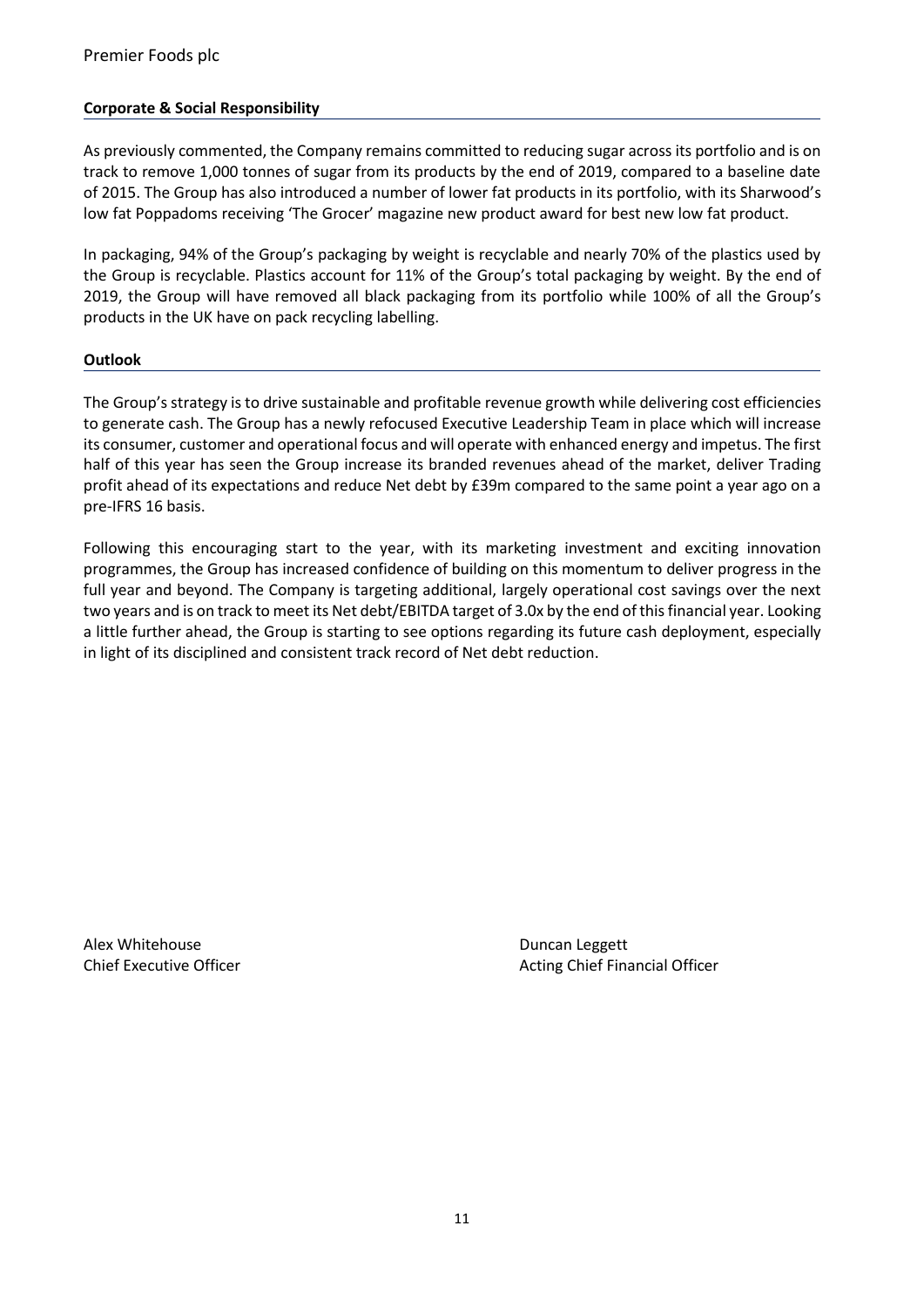## Corporate & Social Responsibility

As previously commented, the Company remains committed to reducing sugar across its portfolio and is on track to remove 1,000 tonnes of sugar from its products by the end of 2019, compared to a baseline date of 2015. The Group has also introduced a number of lower fat products in its portfolio, with its Sharwood's low fat Poppadoms receiving 'The Grocer' magazine new product award for best new low fat product.

In packaging, 94% of the Group's packaging by weight is recyclable and nearly 70% of the plastics used by the Group is recyclable. Plastics account for 11% of the Group's total packaging by weight. By the end of 2019, the Group will have removed all black packaging from its portfolio while 100% of all the Group's products in the UK have on pack recycling labelling.

## Outlook

The Group's strategy is to drive sustainable and profitable revenue growth while delivering cost efficiencies to generate cash. The Group has a newly refocused Executive Leadership Team in place which will increase its consumer, customer and operational focus and will operate with enhanced energy and impetus. The first half of this year has seen the Group increase its branded revenues ahead of the market, deliver Trading profit ahead of its expectations and reduce Net debt by £39m compared to the same point a year ago on a pre-IFRS 16 basis.

Following this encouraging start to the year, with its marketing investment and exciting innovation programmes, the Group has increased confidence of building on this momentum to deliver progress in the full year and beyond. The Company is targeting additional, largely operational cost savings over the next two years and is on track to meet its Net debt/EBITDA target of 3.0x by the end of this financial year. Looking a little further ahead, the Group is starting to see options regarding its future cash deployment, especially in light of its disciplined and consistent track record of Net debt reduction.

Alex Whitehouse
Chief Executive Officer

Duncan Leggett
Acting Chief Financial Officer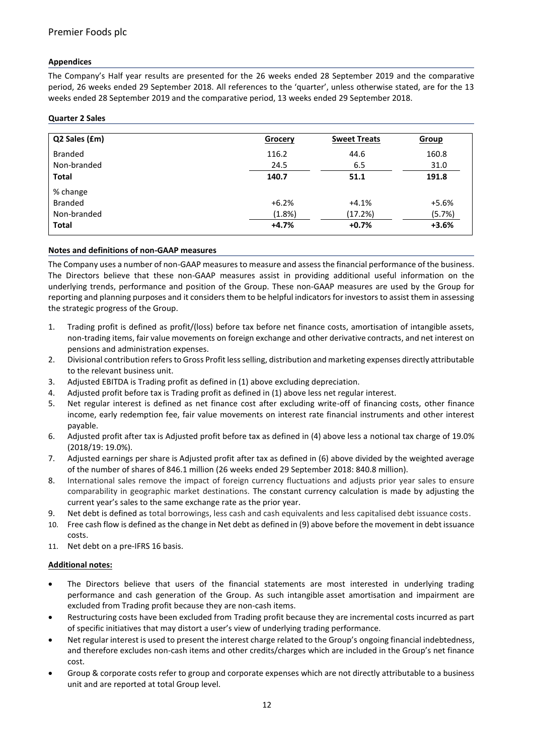**Appendices**

The Company's Half year results are presented for the 26 weeks ended 28 September 2019 and the comparative period, 26 weeks ended 29 September 2018. All references to the 'quarter', unless otherwise stated, are for the 13 weeks ended 28 September 2019 and the comparative period, 13 weeks ended 29 September 2018.

**Quarter 2 Sales**

| Q2 Sales (£m) | Grocery | Sweet Treats | Group |
|---|---|---|---|
| Branded | 116.2 | 44.6 | 160.8 |
| Non-branded | 24.5 | 6.5 | 31.0 |
| **Total** | **140.7** | **51.1** | **191.8** |
| % change | | | |
| Branded | +6.2% | +4.1% | +5.6% |
| Non-branded | (1.8%) | (17.2%) | (5.7%) |
| **Total** | **+4.7%** | **+0.7%** | **+3.6%** |

**Notes and definitions of non-GAAP measures**

The Company uses a number of non-GAAP measures to measure and assess the financial performance of the business. The Directors believe that these non-GAAP measures assist in providing additional useful information on the underlying trends, performance and position of the Group. These non-GAAP measures are used by the Group for reporting and planning purposes and it considers them to be helpful indicators for investors to assist them in assessing the strategic progress of the Group.

1. Trading profit is defined as profit/(loss) before tax before net finance costs, amortisation of intangible assets, non-trading items, fair value movements on foreign exchange and other derivative contracts, and net interest on pensions and administration expenses.
2. Divisional contribution refers to Gross Profit less selling, distribution and marketing expenses directly attributable to the relevant business unit.
3. Adjusted EBITDA is Trading profit as defined in (1) above excluding depreciation.
4. Adjusted profit before tax is Trading profit as defined in (1) above less net regular interest.
5. Net regular interest is defined as net finance cost after excluding write-off of financing costs, other finance income, early redemption fee, fair value movements on interest rate financial instruments and other interest payable.
6. Adjusted profit after tax is Adjusted profit before tax as defined in (4) above less a notional tax charge of 19.0% (2018/19: 19.0%).
7. Adjusted earnings per share is Adjusted profit after tax as defined in (6) above divided by the weighted average of the number of shares of 846.1 million (26 weeks ended 29 September 2018: 840.8 million).
8. International sales remove the impact of foreign currency fluctuations and adjusts prior year sales to ensure comparability in geographic market destinations. The constant currency calculation is made by adjusting the current year's sales to the same exchange rate as the prior year.
9. Net debt is defined as total borrowings, less cash and cash equivalents and less capitalised debt issuance costs.
10. Free cash flow is defined as the change in Net debt as defined in (9) above before the movement in debt issuance costs.
11. Net debt on a pre-IFRS 16 basis.

**Additional notes:**

- The Directors believe that users of the financial statements are most interested in underlying trading performance and cash generation of the Group. As such intangible asset amortisation and impairment are excluded from Trading profit because they are non-cash items.
- Restructuring costs have been excluded from Trading profit because they are incremental costs incurred as part of specific initiatives that may distort a user's view of underlying trading performance.
- Net regular interest is used to present the interest charge related to the Group's ongoing financial indebtedness, and therefore excludes non-cash items and other credits/charges which are included in the Group's net finance cost.
- Group & corporate costs refer to group and corporate expenses which are not directly attributable to a business unit and are reported at total Group level.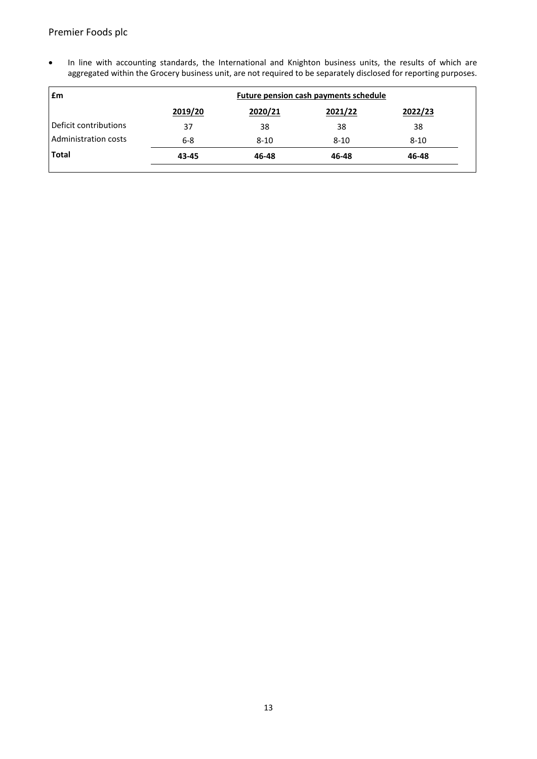- In line with accounting standards, the International and Knighton business units, the results of which are aggregated within the Grocery business unit, are not required to be separately disclosed for reporting purposes.

| £m | Future pension cash payments schedule | | | |
|---|---|---|---|---|
| | 2019/20 | 2020/21 | 2021/22 | 2022/23 |
| Deficit contributions | 37 | 38 | 38 | 38 |
| Administration costs | 6-8 | 8-10 | 8-10 | 8-10 |
| **Total** | **43-45** | **46-48** | **46-48** | **46-48** |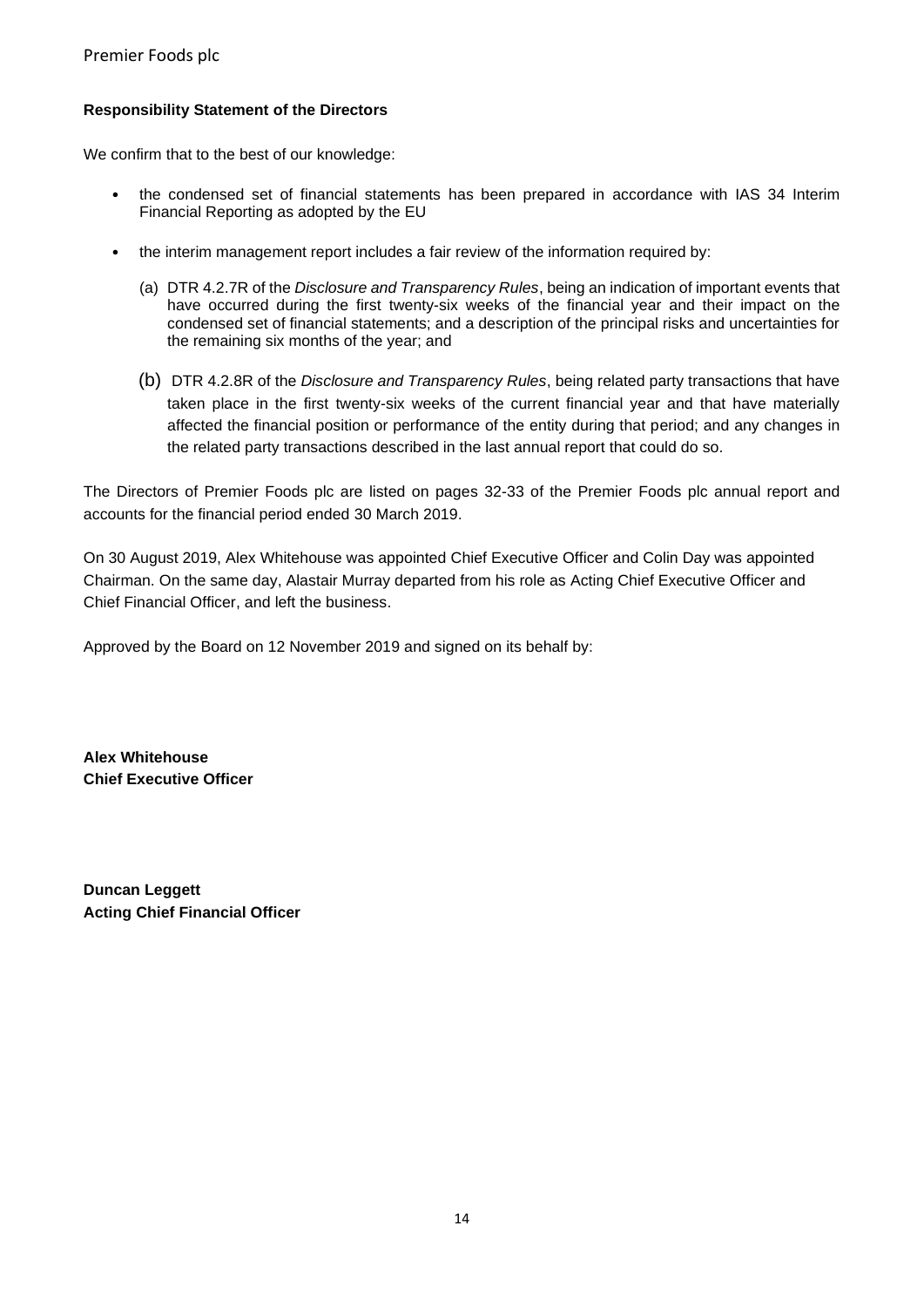**Responsibility Statement of the Directors**

We confirm that to the best of our knowledge:

- the condensed set of financial statements has been prepared in accordance with IAS 34 Interim Financial Reporting as adopted by the EU
- the interim management report includes a fair review of the information required by:
  - (a) DTR 4.2.7R of the *Disclosure and Transparency Rules*, being an indication of important events that have occurred during the first twenty-six weeks of the financial year and their impact on the condensed set of financial statements; and a description of the principal risks and uncertainties for the remaining six months of the year; and
  - (b) DTR 4.2.8R of the *Disclosure and Transparency Rules*, being related party transactions that have taken place in the first twenty-six weeks of the current financial year and that have materially affected the financial position or performance of the entity during that period; and any changes in the related party transactions described in the last annual report that could do so.

The Directors of Premier Foods plc are listed on pages 32-33 of the Premier Foods plc annual report and accounts for the financial period ended 30 March 2019.

On 30 August 2019, Alex Whitehouse was appointed Chief Executive Officer and Colin Day was appointed Chairman. On the same day, Alastair Murray departed from his role as Acting Chief Executive Officer and Chief Financial Officer, and left the business.

Approved by the Board on 12 November 2019 and signed on its behalf by:

**Alex Whitehouse**
**Chief Executive Officer**

**Duncan Leggett**
**Acting Chief Financial Officer**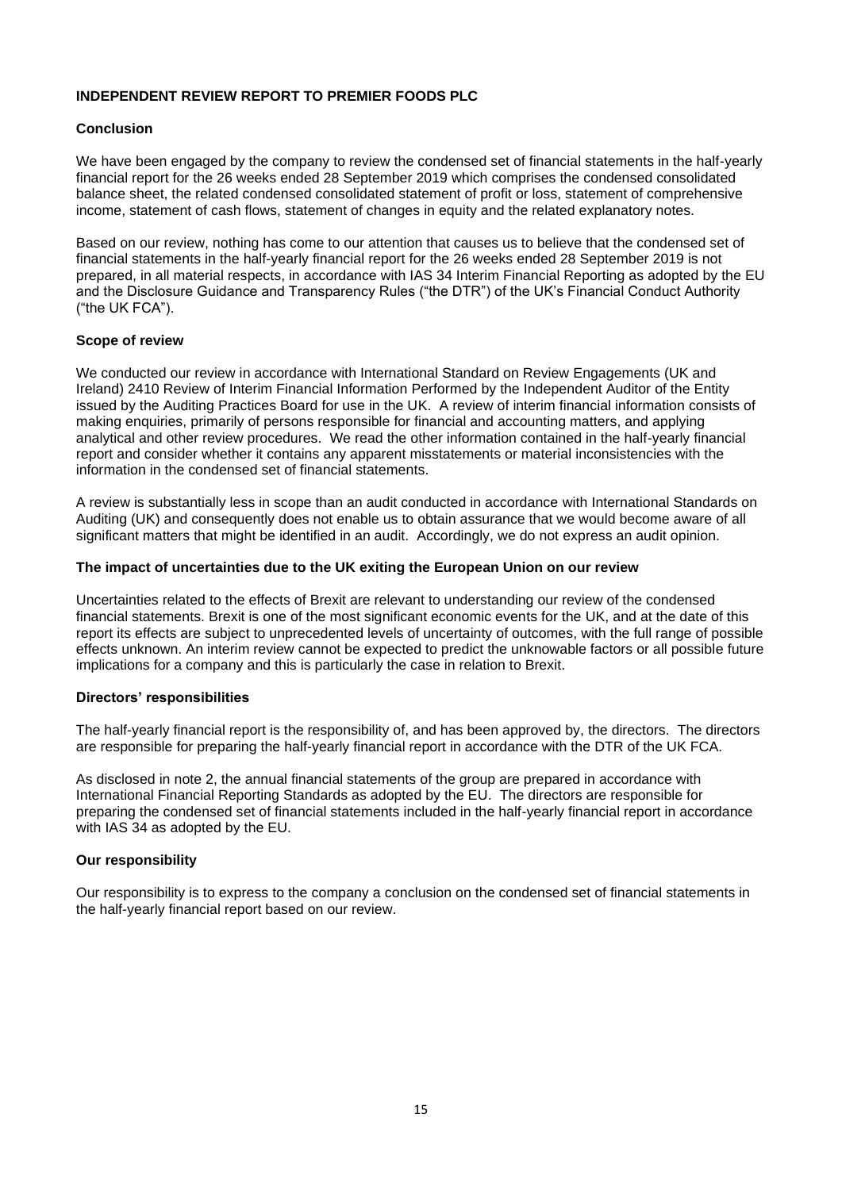## INDEPENDENT REVIEW REPORT TO PREMIER FOODS PLC

### Conclusion

We have been engaged by the company to review the condensed set of financial statements in the half-yearly financial report for the 26 weeks ended 28 September 2019 which comprises the condensed consolidated balance sheet, the related condensed consolidated statement of profit or loss, statement of comprehensive income, statement of cash flows, statement of changes in equity and the related explanatory notes.

Based on our review, nothing has come to our attention that causes us to believe that the condensed set of financial statements in the half-yearly financial report for the 26 weeks ended 28 September 2019 is not prepared, in all material respects, in accordance with IAS 34 Interim Financial Reporting as adopted by the EU and the Disclosure Guidance and Transparency Rules ("the DTR") of the UK's Financial Conduct Authority ("the UK FCA").

### Scope of review

We conducted our review in accordance with International Standard on Review Engagements (UK and Ireland) 2410 Review of Interim Financial Information Performed by the Independent Auditor of the Entity issued by the Auditing Practices Board for use in the UK. A review of interim financial information consists of making enquiries, primarily of persons responsible for financial and accounting matters, and applying analytical and other review procedures. We read the other information contained in the half-yearly financial report and consider whether it contains any apparent misstatements or material inconsistencies with the information in the condensed set of financial statements.

A review is substantially less in scope than an audit conducted in accordance with International Standards on Auditing (UK) and consequently does not enable us to obtain assurance that we would become aware of all significant matters that might be identified in an audit. Accordingly, we do not express an audit opinion.

### The impact of uncertainties due to the UK exiting the European Union on our review

Uncertainties related to the effects of Brexit are relevant to understanding our review of the condensed financial statements. Brexit is one of the most significant economic events for the UK, and at the date of this report its effects are subject to unprecedented levels of uncertainty of outcomes, with the full range of possible effects unknown. An interim review cannot be expected to predict the unknowable factors or all possible future implications for a company and this is particularly the case in relation to Brexit.

### Directors' responsibilities

The half-yearly financial report is the responsibility of, and has been approved by, the directors. The directors are responsible for preparing the half-yearly financial report in accordance with the DTR of the UK FCA.

As disclosed in note 2, the annual financial statements of the group are prepared in accordance with International Financial Reporting Standards as adopted by the EU. The directors are responsible for preparing the condensed set of financial statements included in the half-yearly financial report in accordance with IAS 34 as adopted by the EU.

### Our responsibility

Our responsibility is to express to the company a conclusion on the condensed set of financial statements in the half-yearly financial report based on our review.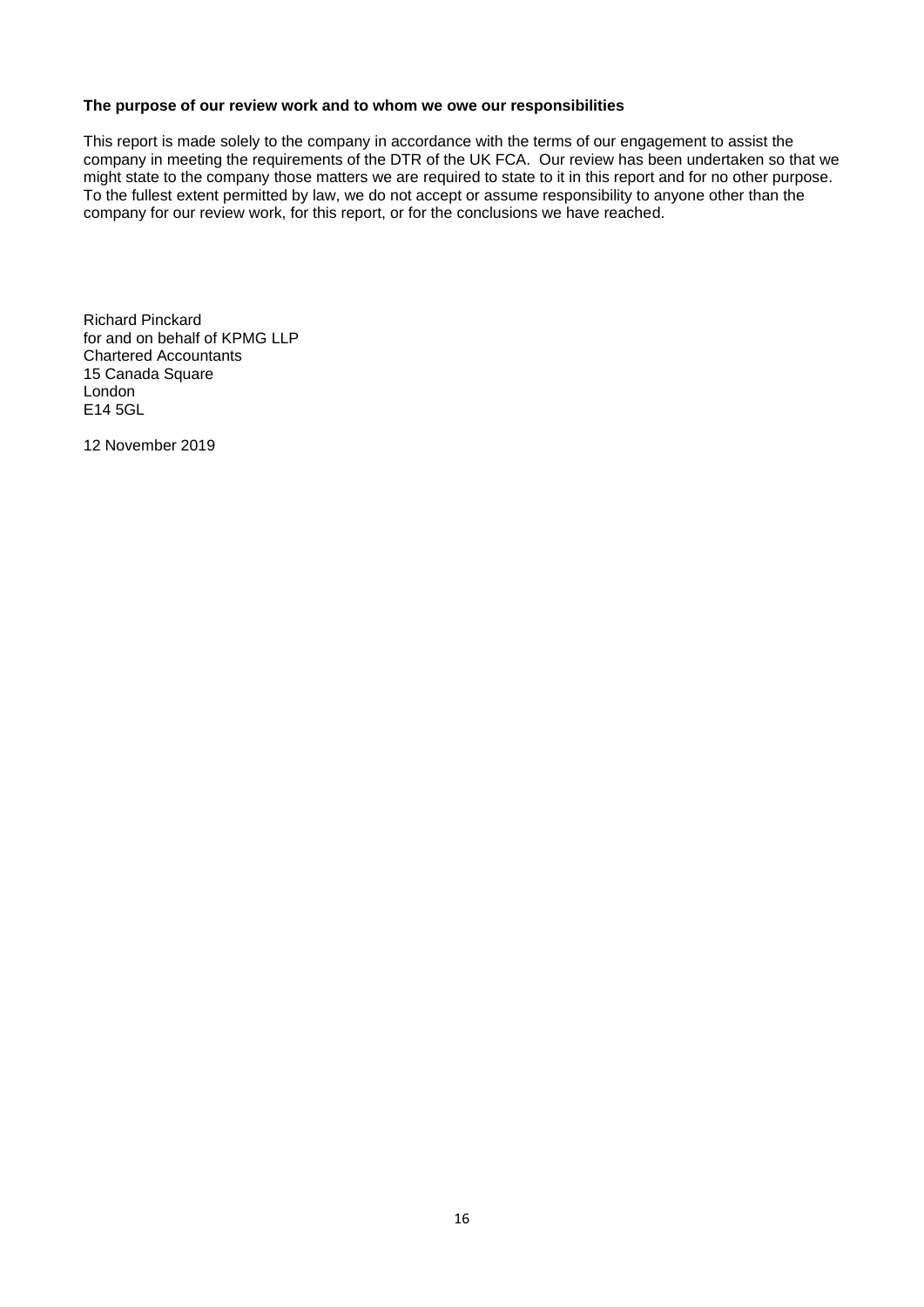**The purpose of our review work and to whom we owe our responsibilities**

This report is made solely to the company in accordance with the terms of our engagement to assist the company in meeting the requirements of the DTR of the UK FCA. Our review has been undertaken so that we might state to the company those matters we are required to state to it in this report and for no other purpose. To the fullest extent permitted by law, we do not accept or assume responsibility to anyone other than the company for our review work, for this report, or for the conclusions we have reached.

Richard Pinckard
for and on behalf of KPMG LLP
Chartered Accountants
15 Canada Square
London
E14 5GL

12 November 2019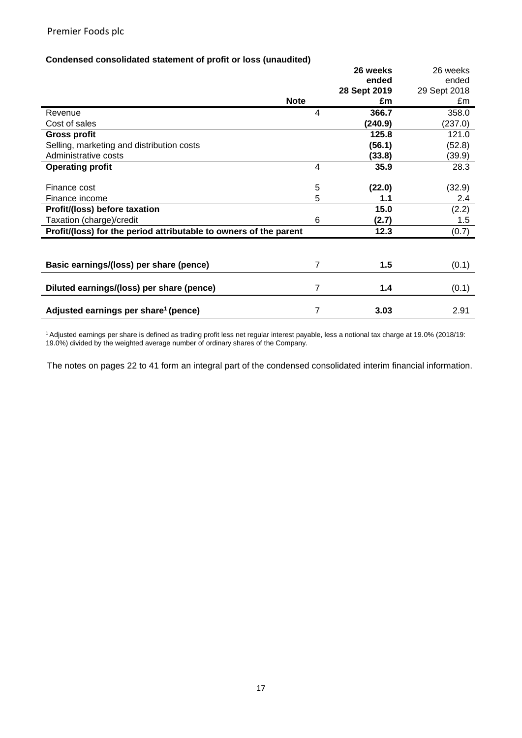Premier Foods plc

**Condensed consolidated statement of profit or loss (unaudited)**

| | Note | **26 weeks ended 28 Sept 2019 £m** | 26 weeks ended 29 Sept 2018 £m |
|---|---|---|---|
| Revenue | 4 | **366.7** | 358.0 |
| Cost of sales | | **(240.9)** | (237.0) |
| **Gross profit** | | **125.8** | 121.0 |
| Selling, marketing and distribution costs | | **(56.1)** | (52.8) |
| Administrative costs | | **(33.8)** | (39.9) |
| **Operating profit** | 4 | **35.9** | 28.3 |
| Finance cost | 5 | **(22.0)** | (32.9) |
| Finance income | 5 | **1.1** | 2.4 |
| **Profit/(loss) before taxation** | | **15.0** | (2.2) |
| Taxation (charge)/credit | 6 | **(2.7)** | 1.5 |
| **Profit/(loss) for the period attributable to owners of the parent** | | **12.3** | (0.7) |
| **Basic earnings/(loss) per share (pence)** | 7 | **1.5** | (0.1) |
| **Diluted earnings/(loss) per share (pence)** | 7 | **1.4** | (0.1) |
| **Adjusted earnings per share[1] (pence)** | 7 | **3.03** | 2.91 |

[1] Adjusted earnings per share is defined as trading profit less net regular interest payable, less a notional tax charge at 19.0% (2018/19: 19.0%) divided by the weighted average number of ordinary shares of the Company.

The notes on pages 22 to 41 form an integral part of the condensed consolidated interim financial information.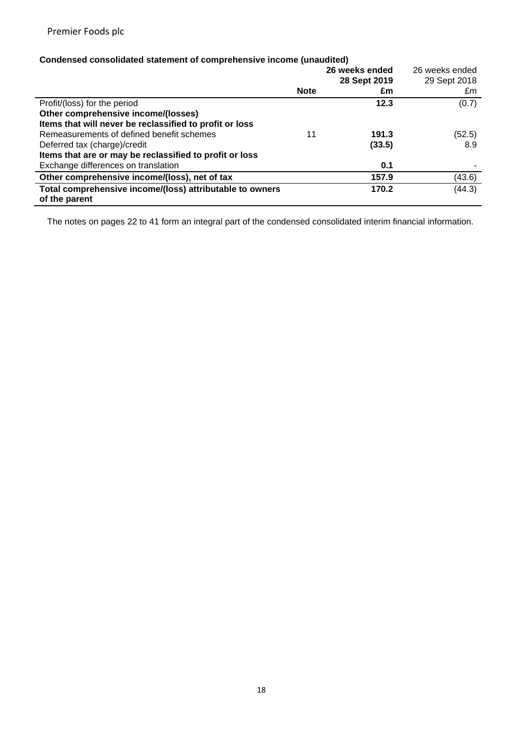**Condensed consolidated statement of comprehensive income (unaudited)**

| | Note | **26 weeks ended 28 Sept 2019 £m** | 26 weeks ended 29 Sept 2018 £m |
|---|---|---|---|
| Profit/(loss) for the period | | **12.3** | (0.7) |
| **Other comprehensive income/(losses)** | | | |
| **Items that will never be reclassified to profit or loss** | | | |
| Remeasurements of defined benefit schemes | 11 | **191.3** | (52.5) |
| Deferred tax (charge)/credit | | **(33.5)** | 8.9 |
| **Items that are or may be reclassified to profit or loss** | | | |
| Exchange differences on translation | | **0.1** | - |
| **Other comprehensive income/(loss), net of tax** | | **157.9** | (43.6) |
| **Total comprehensive income/(loss) attributable to owners of the parent** | | **170.2** | (44.3) |

The notes on pages 22 to 41 form an integral part of the condensed consolidated interim financial information.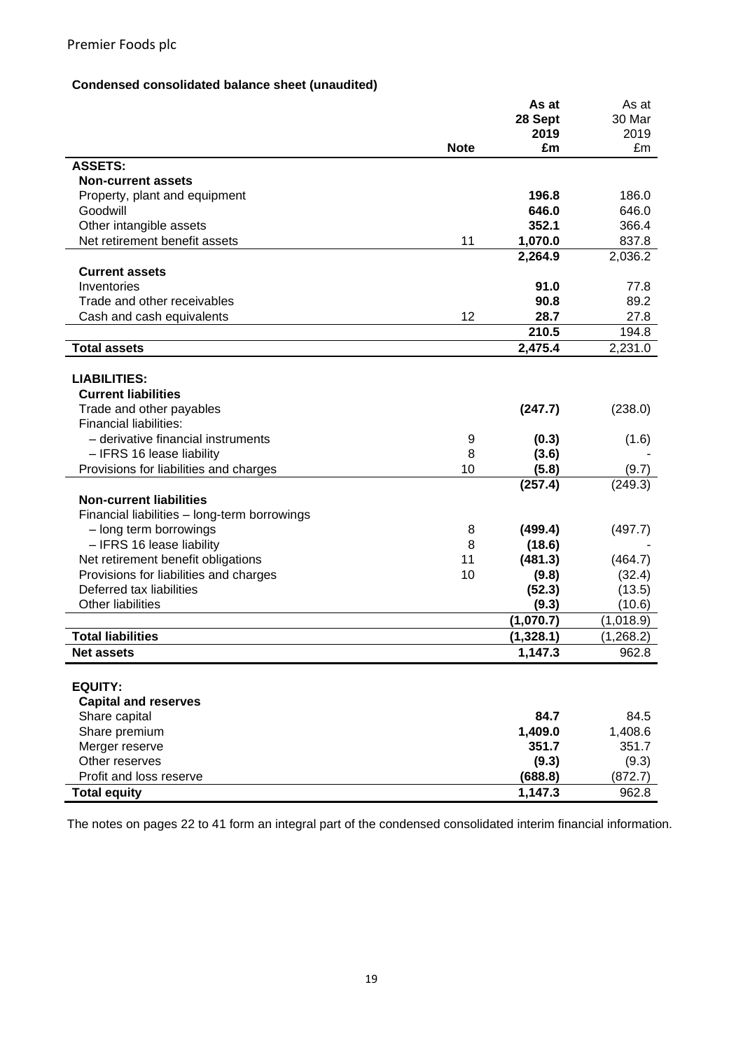Premier Foods plc

**Condensed consolidated balance sheet (unaudited)**

| | Note | As at 28 Sept 2019 £m | As at 30 Mar 2019 £m |
|---|---|---|---|
| **ASSETS:** | | | |
| **Non-current assets** | | | |
| Property, plant and equipment | | **196.8** | 186.0 |
| Goodwill | | **646.0** | 646.0 |
| Other intangible assets | | **352.1** | 366.4 |
| Net retirement benefit assets | 11 | **1,070.0** | 837.8 |
| | | **2,264.9** | 2,036.2 |
| **Current assets** | | | |
| Inventories | | **91.0** | 77.8 |
| Trade and other receivables | | **90.8** | 89.2 |
| Cash and cash equivalents | 12 | **28.7** | 27.8 |
| | | **210.5** | 194.8 |
| **Total assets** | | **2,475.4** | 2,231.0 |
| | | | |
| **LIABILITIES:** | | | |
| **Current liabilities** | | | |
| Trade and other payables | | **(247.7)** | (238.0) |
| Financial liabilities: | | | |
| – derivative financial instruments | 9 | **(0.3)** | (1.6) |
| – IFRS 16 lease liability | 8 | **(3.6)** | - |
| Provisions for liabilities and charges | 10 | **(5.8)** | (9.7) |
| | | **(257.4)** | (249.3) |
| **Non-current liabilities** | | | |
| Financial liabilities – long-term borrowings | | | |
| – long term borrowings | 8 | **(499.4)** | (497.7) |
| – IFRS 16 lease liability | 8 | **(18.6)** | - |
| Net retirement benefit obligations | 11 | **(481.3)** | (464.7) |
| Provisions for liabilities and charges | 10 | **(9.8)** | (32.4) |
| Deferred tax liabilities | | **(52.3)** | (13.5) |
| Other liabilities | | **(9.3)** | (10.6) |
| | | **(1,070.7)** | (1,018.9) |
| **Total liabilities** | | **(1,328.1)** | (1,268.2) |
| **Net assets** | | **1,147.3** | 962.8 |
| | | | |
| **EQUITY:** | | | |
| **Capital and reserves** | | | |
| Share capital | | **84.7** | 84.5 |
| Share premium | | **1,409.0** | 1,408.6 |
| Merger reserve | | **351.7** | 351.7 |
| Other reserves | | **(9.3)** | (9.3) |
| Profit and loss reserve | | **(688.8)** | (872.7) |
| **Total equity** | | **1,147.3** | 962.8 |

The notes on pages 22 to 41 form an integral part of the condensed consolidated interim financial information.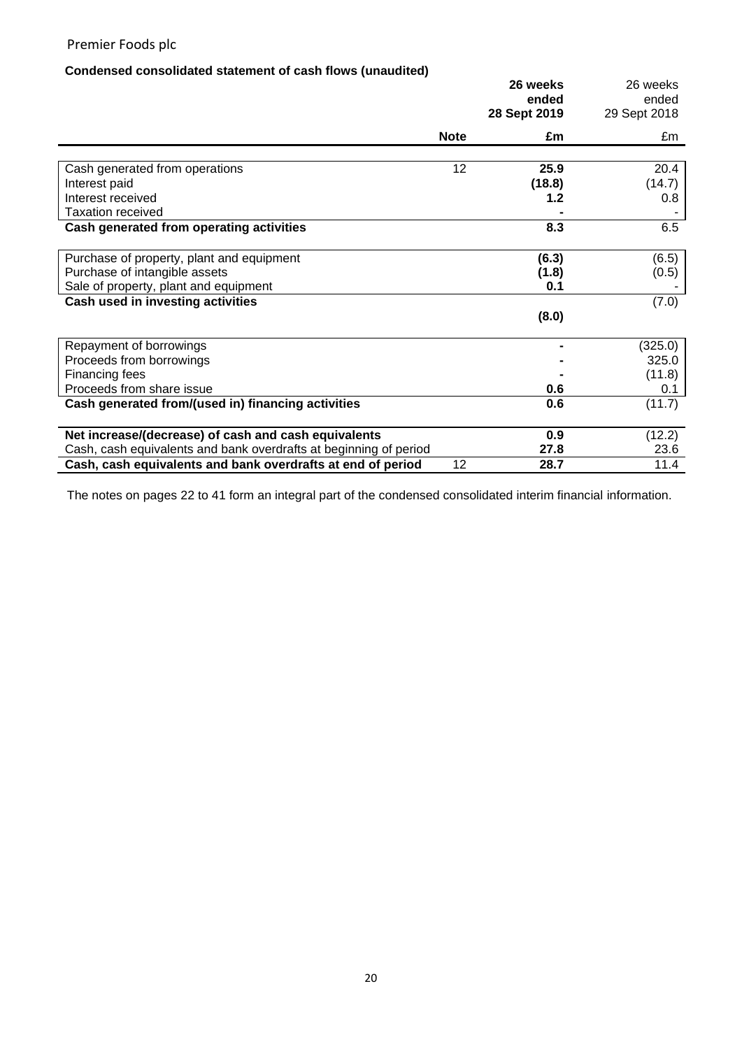Premier Foods plc

**Condensed consolidated statement of cash flows (unaudited)**

| | Note | 26 weeks ended 28 Sept 2019 £m | 26 weeks ended 29 Sept 2018 £m |
|---|---|---|---|
| Cash generated from operations | 12 | **25.9** | 20.4 |
| Interest paid | | **(18.8)** | (14.7) |
| Interest received | | **1.2** | 0.8 |
| Taxation received | | **-** | - |
| **Cash generated from operating activities** | | **8.3** | 6.5 |
| Purchase of property, plant and equipment | | **(6.3)** | (6.5) |
| Purchase of intangible assets | | **(1.8)** | (0.5) |
| Sale of property, plant and equipment | | **0.1** | - |
| **Cash used in investing activities** | | **(8.0)** | (7.0) |
| Repayment of borrowings | | **-** | (325.0) |
| Proceeds from borrowings | | **-** | 325.0 |
| Financing fees | | **-** | (11.8) |
| Proceeds from share issue | | **0.6** | 0.1 |
| **Cash generated from/(used in) financing activities** | | **0.6** | (11.7) |
| **Net increase/(decrease) of cash and cash equivalents** | | **0.9** | (12.2) |
| Cash, cash equivalents and bank overdrafts at beginning of period | | **27.8** | 23.6 |
| **Cash, cash equivalents and bank overdrafts at end of period** | 12 | **28.7** | 11.4 |

The notes on pages 22 to 41 form an integral part of the condensed consolidated interim financial information.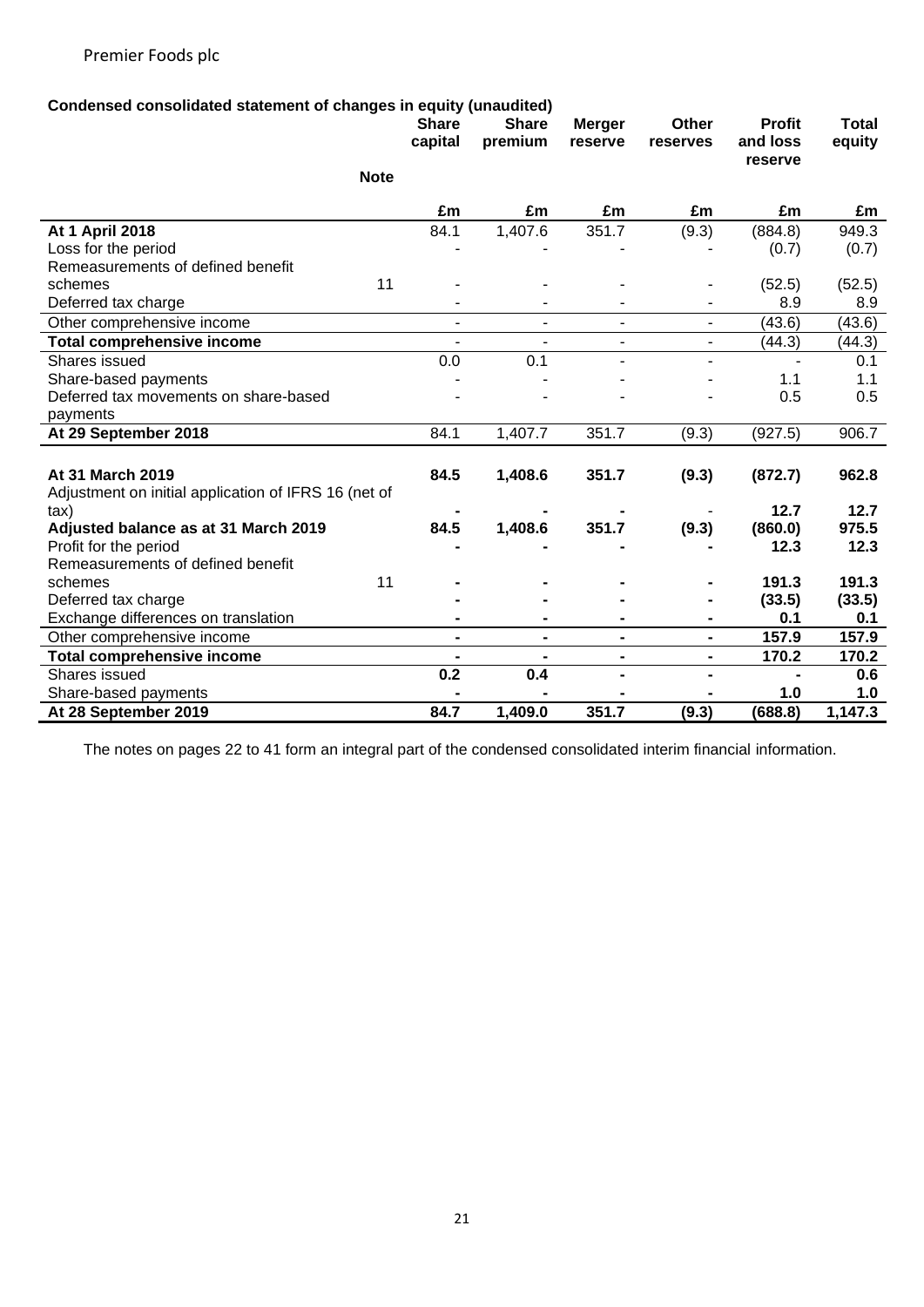Premier Foods plc

**Condensed consolidated statement of changes in equity (unaudited)**

| | Note | Share capital | Share premium | Merger reserve | Other reserves | Profit and loss reserve | Total equity |
|---|---|---|---|---|---|---|---|
| | | £m | £m | £m | £m | £m | £m |
| **At 1 April 2018** | | 84.1 | 1,407.6 | 351.7 | (9.3) | (884.8) | 949.3 |
| Loss for the period | | - | - | - | - | (0.7) | (0.7) |
| Remeasurements of defined benefit schemes | 11 | - | - | - | - | (52.5) | (52.5) |
| Deferred tax charge | | - | - | - | - | 8.9 | 8.9 |
| Other comprehensive income | | - | - | - | - | (43.6) | (43.6) |
| **Total comprehensive income** | | - | - | - | - | (44.3) | (44.3) |
| Shares issued | | 0.0 | 0.1 | - | - | - | 0.1 |
| Share-based payments | | - | - | - | - | 1.1 | 1.1 |
| Deferred tax movements on share-based payments | | - | - | - | - | 0.5 | 0.5 |
| **At 29 September 2018** | | 84.1 | 1,407.7 | 351.7 | (9.3) | (927.5) | 906.7 |
| | | | | | | | |
| **At 31 March 2019** | | **84.5** | **1,408.6** | **351.7** | **(9.3)** | **(872.7)** | **962.8** |
| Adjustment on initial application of IFRS 16 (net of tax) | | **-** | **-** | **-** | - | **12.7** | **12.7** |
| **Adjusted balance as at 31 March 2019** | | **84.5** | **1,408.6** | **351.7** | **(9.3)** | **(860.0)** | **975.5** |
| Profit for the period | | **-** | **-** | **-** | **-** | **12.3** | **12.3** |
| Remeasurements of defined benefit schemes | 11 | **-** | **-** | **-** | **-** | **191.3** | **191.3** |
| Deferred tax charge | | **-** | **-** | **-** | **-** | **(33.5)** | **(33.5)** |
| Exchange differences on translation | | **-** | **-** | **-** | **-** | **0.1** | **0.1** |
| Other comprehensive income | | **-** | **-** | **-** | **-** | **157.9** | **157.9** |
| **Total comprehensive income** | | **-** | **-** | **-** | **-** | **170.2** | **170.2** |
| Shares issued | | **0.2** | **0.4** | **-** | **-** | **-** | **0.6** |
| Share-based payments | | **-** | **-** | **-** | **-** | **1.0** | **1.0** |
| **At 28 September 2019** | | **84.7** | **1,409.0** | **351.7** | **(9.3)** | **(688.8)** | **1,147.3** |

The notes on pages 22 to 41 form an integral part of the condensed consolidated interim financial information.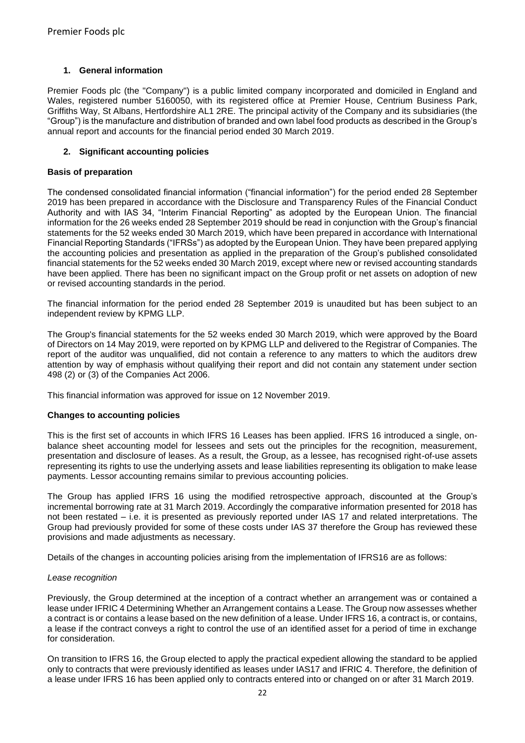## 1. General information

Premier Foods plc (the "Company") is a public limited company incorporated and domiciled in England and Wales, registered number 5160050, with its registered office at Premier House, Centrium Business Park, Griffiths Way, St Albans, Hertfordshire AL1 2RE. The principal activity of the Company and its subsidiaries (the "Group") is the manufacture and distribution of branded and own label food products as described in the Group's annual report and accounts for the financial period ended 30 March 2019.

## 2. Significant accounting policies

### Basis of preparation

The condensed consolidated financial information ("financial information") for the period ended 28 September 2019 has been prepared in accordance with the Disclosure and Transparency Rules of the Financial Conduct Authority and with IAS 34, "Interim Financial Reporting" as adopted by the European Union. The financial information for the 26 weeks ended 28 September 2019 should be read in conjunction with the Group's financial statements for the 52 weeks ended 30 March 2019, which have been prepared in accordance with International Financial Reporting Standards ("IFRSs") as adopted by the European Union. They have been prepared applying the accounting policies and presentation as applied in the preparation of the Group's published consolidated financial statements for the 52 weeks ended 30 March 2019, except where new or revised accounting standards have been applied. There has been no significant impact on the Group profit or net assets on adoption of new or revised accounting standards in the period.

The financial information for the period ended 28 September 2019 is unaudited but has been subject to an independent review by KPMG LLP.

The Group's financial statements for the 52 weeks ended 30 March 2019, which were approved by the Board of Directors on 14 May 2019, were reported on by KPMG LLP and delivered to the Registrar of Companies. The report of the auditor was unqualified, did not contain a reference to any matters to which the auditors drew attention by way of emphasis without qualifying their report and did not contain any statement under section 498 (2) or (3) of the Companies Act 2006.

This financial information was approved for issue on 12 November 2019.

### Changes to accounting policies

This is the first set of accounts in which IFRS 16 Leases has been applied. IFRS 16 introduced a single, on-balance sheet accounting model for lessees and sets out the principles for the recognition, measurement, presentation and disclosure of leases. As a result, the Group, as a lessee, has recognised right-of-use assets representing its rights to use the underlying assets and lease liabilities representing its obligation to make lease payments. Lessor accounting remains similar to previous accounting policies.

The Group has applied IFRS 16 using the modified retrospective approach, discounted at the Group's incremental borrowing rate at 31 March 2019. Accordingly the comparative information presented for 2018 has not been restated – i.e. it is presented as previously reported under IAS 17 and related interpretations. The Group had previously provided for some of these costs under IAS 37 therefore the Group has reviewed these provisions and made adjustments as necessary.

Details of the changes in accounting policies arising from the implementation of IFRS16 are as follows:

*Lease recognition*

Previously, the Group determined at the inception of a contract whether an arrangement was or contained a lease under IFRIC 4 Determining Whether an Arrangement contains a Lease. The Group now assesses whether a contract is or contains a lease based on the new definition of a lease. Under IFRS 16, a contract is, or contains, a lease if the contract conveys a right to control the use of an identified asset for a period of time in exchange for consideration.

On transition to IFRS 16, the Group elected to apply the practical expedient allowing the standard to be applied only to contracts that were previously identified as leases under IAS17 and IFRIC 4. Therefore, the definition of a lease under IFRS 16 has been applied only to contracts entered into or changed on or after 31 March 2019.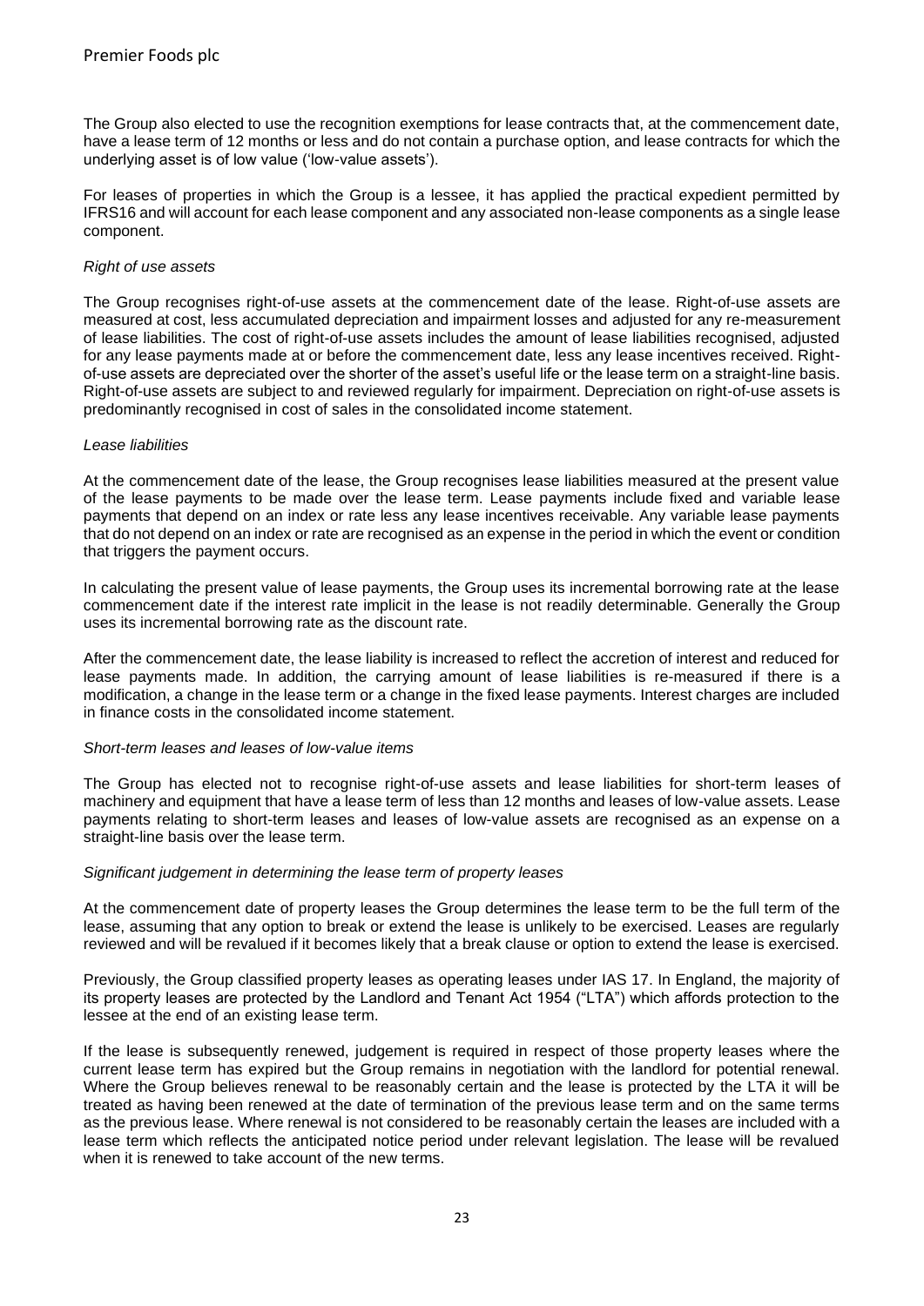The Group also elected to use the recognition exemptions for lease contracts that, at the commencement date, have a lease term of 12 months or less and do not contain a purchase option, and lease contracts for which the underlying asset is of low value ('low-value assets').

For leases of properties in which the Group is a lessee, it has applied the practical expedient permitted by IFRS16 and will account for each lease component and any associated non-lease components as a single lease component.

*Right of use assets*

The Group recognises right-of-use assets at the commencement date of the lease. Right-of-use assets are measured at cost, less accumulated depreciation and impairment losses and adjusted for any re-measurement of lease liabilities. The cost of right-of-use assets includes the amount of lease liabilities recognised, adjusted for any lease payments made at or before the commencement date, less any lease incentives received. Right-of-use assets are depreciated over the shorter of the asset's useful life or the lease term on a straight-line basis. Right-of-use assets are subject to and reviewed regularly for impairment. Depreciation on right-of-use assets is predominantly recognised in cost of sales in the consolidated income statement.

*Lease liabilities*

At the commencement date of the lease, the Group recognises lease liabilities measured at the present value of the lease payments to be made over the lease term. Lease payments include fixed and variable lease payments that depend on an index or rate less any lease incentives receivable. Any variable lease payments that do not depend on an index or rate are recognised as an expense in the period in which the event or condition that triggers the payment occurs.

In calculating the present value of lease payments, the Group uses its incremental borrowing rate at the lease commencement date if the interest rate implicit in the lease is not readily determinable. Generally the Group uses its incremental borrowing rate as the discount rate.

After the commencement date, the lease liability is increased to reflect the accretion of interest and reduced for lease payments made. In addition, the carrying amount of lease liabilities is re-measured if there is a modification, a change in the lease term or a change in the fixed lease payments. Interest charges are included in finance costs in the consolidated income statement.

*Short-term leases and leases of low-value items*

The Group has elected not to recognise right-of-use assets and lease liabilities for short-term leases of machinery and equipment that have a lease term of less than 12 months and leases of low-value assets. Lease payments relating to short-term leases and leases of low-value assets are recognised as an expense on a straight-line basis over the lease term.

*Significant judgement in determining the lease term of property leases*

At the commencement date of property leases the Group determines the lease term to be the full term of the lease, assuming that any option to break or extend the lease is unlikely to be exercised. Leases are regularly reviewed and will be revalued if it becomes likely that a break clause or option to extend the lease is exercised.

Previously, the Group classified property leases as operating leases under IAS 17. In England, the majority of its property leases are protected by the Landlord and Tenant Act 1954 ("LTA") which affords protection to the lessee at the end of an existing lease term.

If the lease is subsequently renewed, judgement is required in respect of those property leases where the current lease term has expired but the Group remains in negotiation with the landlord for potential renewal. Where the Group believes renewal to be reasonably certain and the lease is protected by the LTA it will be treated as having been renewed at the date of termination of the previous lease term and on the same terms as the previous lease. Where renewal is not considered to be reasonably certain the leases are included with a lease term which reflects the anticipated notice period under relevant legislation. The lease will be revalued when it is renewed to take account of the new terms.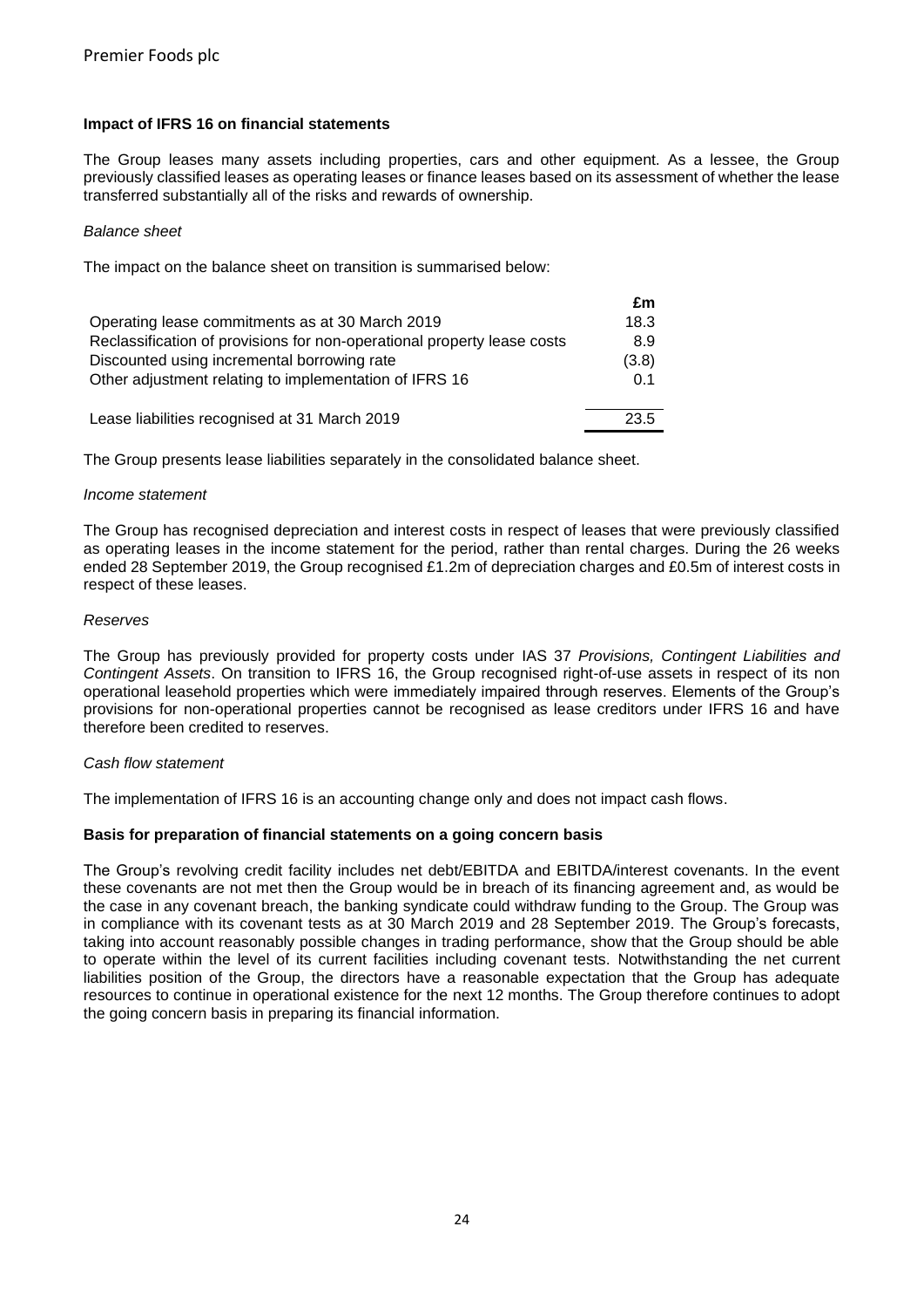**Impact of IFRS 16 on financial statements**

The Group leases many assets including properties, cars and other equipment. As a lessee, the Group previously classified leases as operating leases or finance leases based on its assessment of whether the lease transferred substantially all of the risks and rewards of ownership.

*Balance sheet*

The impact on the balance sheet on transition is summarised below:

| | £m |
|---|---|
| Operating lease commitments as at 30 March 2019 | 18.3 |
| Reclassification of provisions for non-operational property lease costs | 8.9 |
| Discounted using incremental borrowing rate | (3.8) |
| Other adjustment relating to implementation of IFRS 16 | 0.1 |
| Lease liabilities recognised at 31 March 2019 | 23.5 |

The Group presents lease liabilities separately in the consolidated balance sheet.

*Income statement*

The Group has recognised depreciation and interest costs in respect of leases that were previously classified as operating leases in the income statement for the period, rather than rental charges. During the 26 weeks ended 28 September 2019, the Group recognised £1.2m of depreciation charges and £0.5m of interest costs in respect of these leases.

*Reserves*

The Group has previously provided for property costs under IAS 37 *Provisions, Contingent Liabilities and Contingent Assets*. On transition to IFRS 16, the Group recognised right-of-use assets in respect of its non operational leasehold properties which were immediately impaired through reserves. Elements of the Group's provisions for non-operational properties cannot be recognised as lease creditors under IFRS 16 and have therefore been credited to reserves.

*Cash flow statement*

The implementation of IFRS 16 is an accounting change only and does not impact cash flows.

**Basis for preparation of financial statements on a going concern basis**

The Group's revolving credit facility includes net debt/EBITDA and EBITDA/interest covenants. In the event these covenants are not met then the Group would be in breach of its financing agreement and, as would be the case in any covenant breach, the banking syndicate could withdraw funding to the Group. The Group was in compliance with its covenant tests as at 30 March 2019 and 28 September 2019. The Group's forecasts, taking into account reasonably possible changes in trading performance, show that the Group should be able to operate within the level of its current facilities including covenant tests. Notwithstanding the net current liabilities position of the Group, the directors have a reasonable expectation that the Group has adequate resources to continue in operational existence for the next 12 months. The Group therefore continues to adopt the going concern basis in preparing its financial information.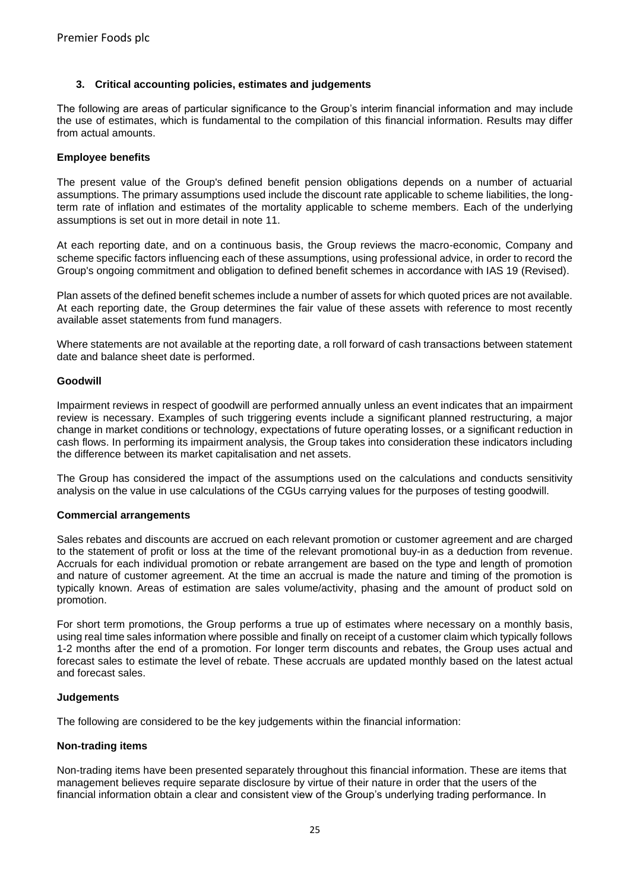## 3. Critical accounting policies, estimates and judgements

The following are areas of particular significance to the Group's interim financial information and may include the use of estimates, which is fundamental to the compilation of this financial information. Results may differ from actual amounts.

### Employee benefits

The present value of the Group's defined benefit pension obligations depends on a number of actuarial assumptions. The primary assumptions used include the discount rate applicable to scheme liabilities, the long-term rate of inflation and estimates of the mortality applicable to scheme members. Each of the underlying assumptions is set out in more detail in note 11.

At each reporting date, and on a continuous basis, the Group reviews the macro-economic, Company and scheme specific factors influencing each of these assumptions, using professional advice, in order to record the Group's ongoing commitment and obligation to defined benefit schemes in accordance with IAS 19 (Revised).

Plan assets of the defined benefit schemes include a number of assets for which quoted prices are not available. At each reporting date, the Group determines the fair value of these assets with reference to most recently available asset statements from fund managers.

Where statements are not available at the reporting date, a roll forward of cash transactions between statement date and balance sheet date is performed.

### Goodwill

Impairment reviews in respect of goodwill are performed annually unless an event indicates that an impairment review is necessary. Examples of such triggering events include a significant planned restructuring, a major change in market conditions or technology, expectations of future operating losses, or a significant reduction in cash flows. In performing its impairment analysis, the Group takes into consideration these indicators including the difference between its market capitalisation and net assets.

The Group has considered the impact of the assumptions used on the calculations and conducts sensitivity analysis on the value in use calculations of the CGUs carrying values for the purposes of testing goodwill.

### Commercial arrangements

Sales rebates and discounts are accrued on each relevant promotion or customer agreement and are charged to the statement of profit or loss at the time of the relevant promotional buy-in as a deduction from revenue. Accruals for each individual promotion or rebate arrangement are based on the type and length of promotion and nature of customer agreement. At the time an accrual is made the nature and timing of the promotion is typically known. Areas of estimation are sales volume/activity, phasing and the amount of product sold on promotion.

For short term promotions, the Group performs a true up of estimates where necessary on a monthly basis, using real time sales information where possible and finally on receipt of a customer claim which typically follows 1-2 months after the end of a promotion. For longer term discounts and rebates, the Group uses actual and forecast sales to estimate the level of rebate. These accruals are updated monthly based on the latest actual and forecast sales.

### Judgements

The following are considered to be the key judgements within the financial information:

### Non-trading items

Non-trading items have been presented separately throughout this financial information. These are items that management believes require separate disclosure by virtue of their nature in order that the users of the financial information obtain a clear and consistent view of the Group's underlying trading performance. In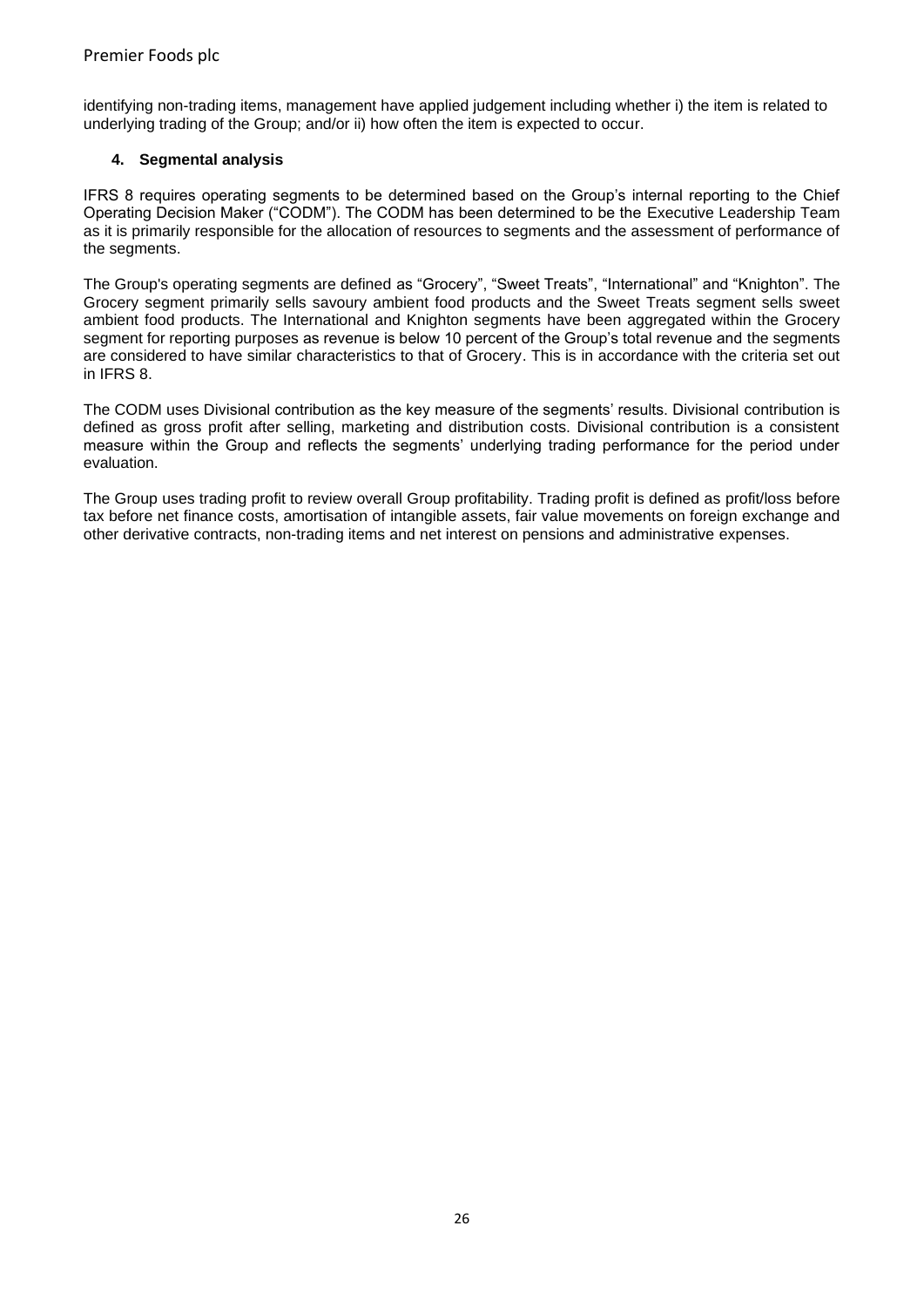identifying non-trading items, management have applied judgement including whether i) the item is related to underlying trading of the Group; and/or ii) how often the item is expected to occur.

## 4. Segmental analysis

IFRS 8 requires operating segments to be determined based on the Group's internal reporting to the Chief Operating Decision Maker ("CODM"). The CODM has been determined to be the Executive Leadership Team as it is primarily responsible for the allocation of resources to segments and the assessment of performance of the segments.

The Group's operating segments are defined as "Grocery", "Sweet Treats", "International" and "Knighton". The Grocery segment primarily sells savoury ambient food products and the Sweet Treats segment sells sweet ambient food products. The International and Knighton segments have been aggregated within the Grocery segment for reporting purposes as revenue is below 10 percent of the Group's total revenue and the segments are considered to have similar characteristics to that of Grocery. This is in accordance with the criteria set out in IFRS 8.

The CODM uses Divisional contribution as the key measure of the segments' results. Divisional contribution is defined as gross profit after selling, marketing and distribution costs. Divisional contribution is a consistent measure within the Group and reflects the segments' underlying trading performance for the period under evaluation.

The Group uses trading profit to review overall Group profitability. Trading profit is defined as profit/loss before tax before net finance costs, amortisation of intangible assets, fair value movements on foreign exchange and other derivative contracts, non-trading items and net interest on pensions and administrative expenses.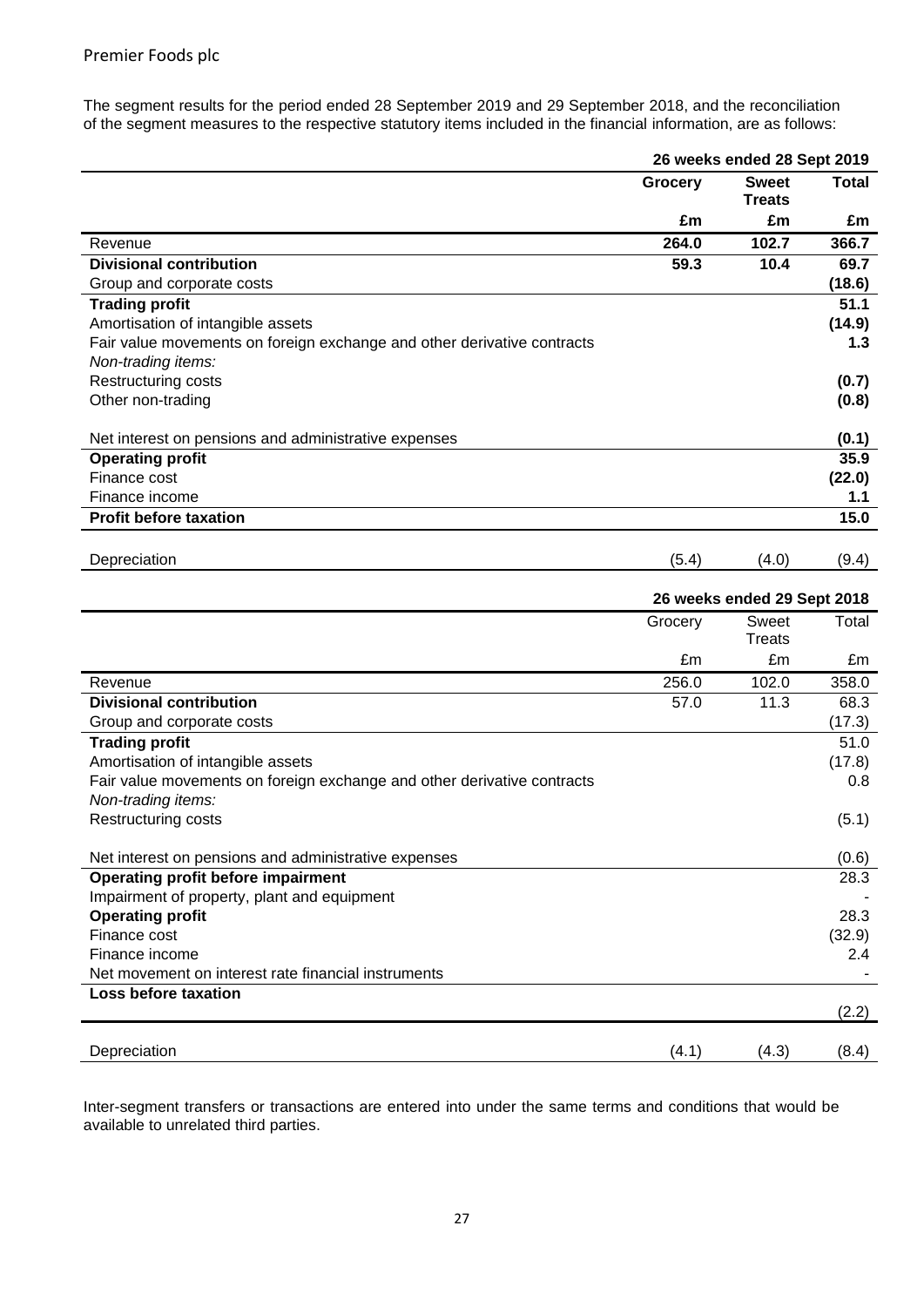The segment results for the period ended 28 September 2019 and 29 September 2018, and the reconciliation of the segment measures to the respective statutory items included in the financial information, are as follows:

| | 26 weeks ended 28 Sept 2019 | | |
|---|---|---|---|
| | **Grocery** | **Sweet Treats** | **Total** |
| | **£m** | **£m** | **£m** |
| Revenue | **264.0** | **102.7** | **366.7** |
| **Divisional contribution** | **59.3** | **10.4** | **69.7** |
| Group and corporate costs | | | **(18.6)** |
| **Trading profit** | | | **51.1** |
| Amortisation of intangible assets | | | **(14.9)** |
| Fair value movements on foreign exchange and other derivative contracts | | | **1.3** |
| *Non-trading items:* | | | |
| Restructuring costs | | | **(0.7)** |
| Other non-trading | | | **(0.8)** |
| Net interest on pensions and administrative expenses | | | **(0.1)** |
| **Operating profit** | | | **35.9** |
| Finance cost | | | **(22.0)** |
| Finance income | | | **1.1** |
| **Profit before taxation** | | | **15.0** |
| Depreciation | (5.4) | (4.0) | (9.4) |

| | 26 weeks ended 29 Sept 2018 | | |
|---|---|---|---|
| | Grocery | Sweet Treats | Total |
| | £m | £m | £m |
| Revenue | 256.0 | 102.0 | 358.0 |
| **Divisional contribution** | 57.0 | 11.3 | 68.3 |
| Group and corporate costs | | | (17.3) |
| **Trading profit** | | | 51.0 |
| Amortisation of intangible assets | | | (17.8) |
| Fair value movements on foreign exchange and other derivative contracts | | | 0.8 |
| *Non-trading items:* | | | |
| Restructuring costs | | | (5.1) |
| Net interest on pensions and administrative expenses | | | (0.6) |
| **Operating profit before impairment** | | | 28.3 |
| Impairment of property, plant and equipment | | | - |
| **Operating profit** | | | 28.3 |
| Finance cost | | | (32.9) |
| Finance income | | | 2.4 |
| Net movement on interest rate financial instruments | | | - |
| **Loss before taxation** | | | (2.2) |
| Depreciation | (4.1) | (4.3) | (8.4) |

Inter-segment transfers or transactions are entered into under the same terms and conditions that would be available to unrelated third parties.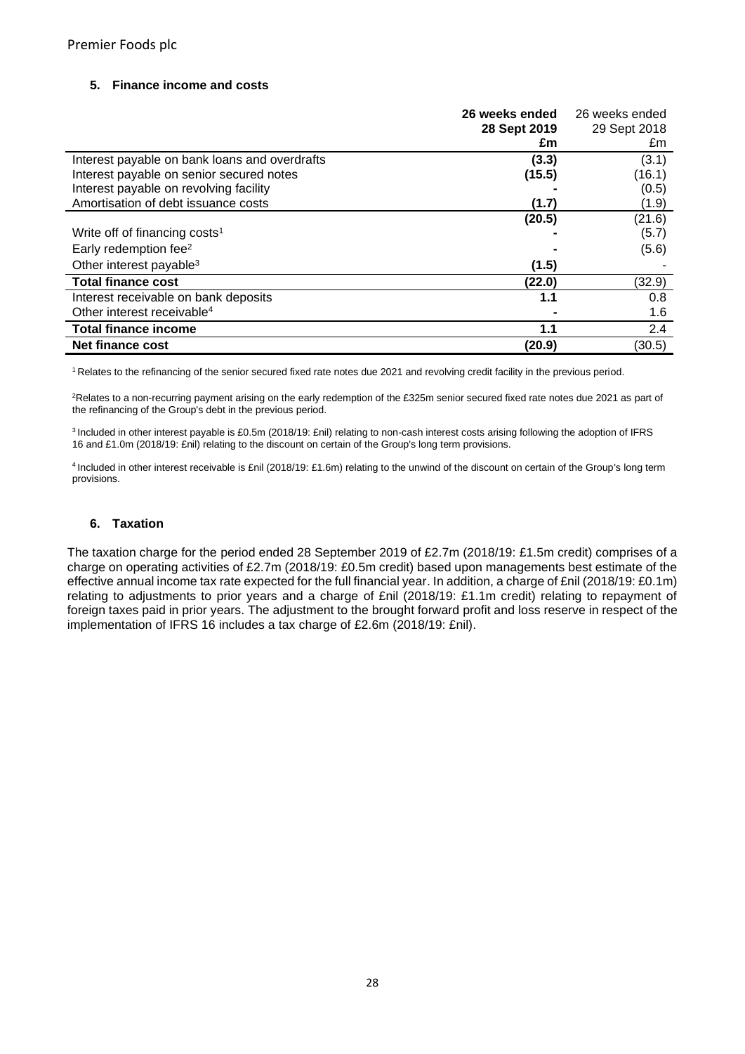Premier Foods plc

## 5. Finance income and costs

| | 26 weeks ended 28 Sept 2019 £m | 26 weeks ended 29 Sept 2018 £m |
|---|---|---|
| Interest payable on bank loans and overdrafts | **(3.3)** | (3.1) |
| Interest payable on senior secured notes | **(15.5)** | (16.1) |
| Interest payable on revolving facility | **-** | (0.5) |
| Amortisation of debt issuance costs | **(1.7)** | (1.9) |
| | **(20.5)** | (21.6) |
| Write off of financing costs[1] | **-** | (5.7) |
| Early redemption fee[2] | **-** | (5.6) |
| Other interest payable[3] | **(1.5)** | - |
| **Total finance cost** | **(22.0)** | (32.9) |
| Interest receivable on bank deposits | **1.1** | 0.8 |
| Other interest receivable[4] | **-** | 1.6 |
| **Total finance income** | **1.1** | 2.4 |
| **Net finance cost** | **(20.9)** | (30.5) |

[1] Relates to the refinancing of the senior secured fixed rate notes due 2021 and revolving credit facility in the previous period.

[2] Relates to a non-recurring payment arising on the early redemption of the £325m senior secured fixed rate notes due 2021 as part of the refinancing of the Group's debt in the previous period.

[3] Included in other interest payable is £0.5m (2018/19: £nil) relating to non-cash interest costs arising following the adoption of IFRS 16 and £1.0m (2018/19: £nil) relating to the discount on certain of the Group's long term provisions.

[4] Included in other interest receivable is £nil (2018/19: £1.6m) relating to the unwind of the discount on certain of the Group's long term provisions.

## 6. Taxation

The taxation charge for the period ended 28 September 2019 of £2.7m (2018/19: £1.5m credit) comprises of a charge on operating activities of £2.7m (2018/19: £0.5m credit) based upon managements best estimate of the effective annual income tax rate expected for the full financial year. In addition, a charge of £nil (2018/19: £0.1m) relating to adjustments to prior years and a charge of £nil (2018/19: £1.1m credit) relating to repayment of foreign taxes paid in prior years. The adjustment to the brought forward profit and loss reserve in respect of the implementation of IFRS 16 includes a tax charge of £2.6m (2018/19: £nil).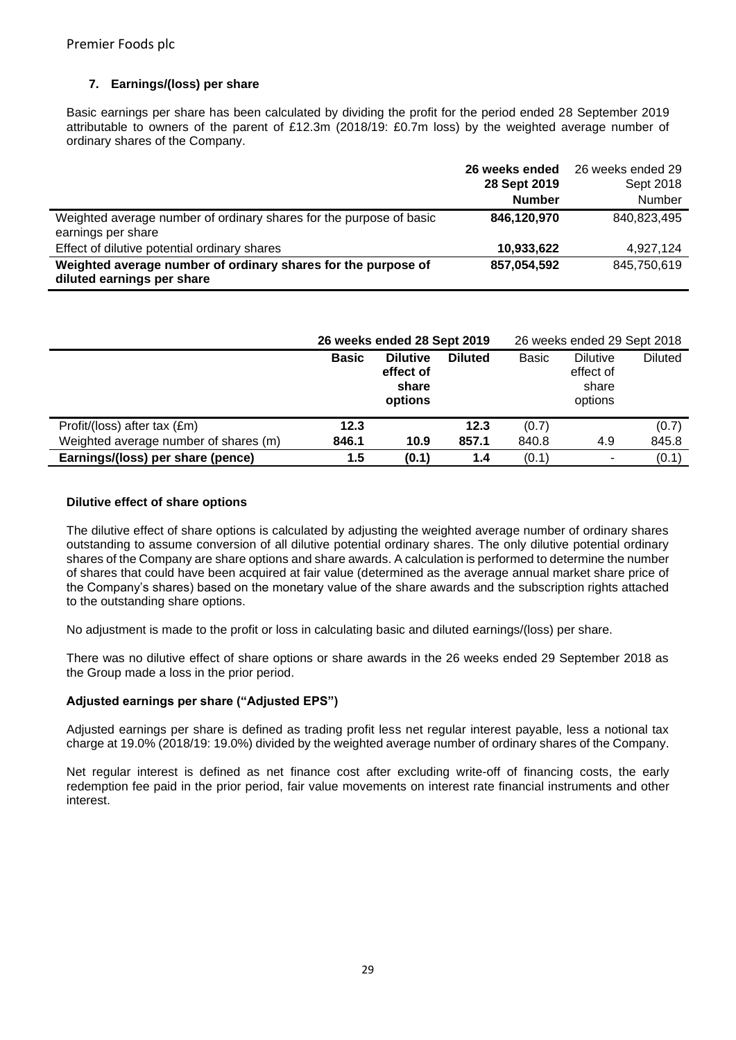### 7. Earnings/(loss) per share

Basic earnings per share has been calculated by dividing the profit for the period ended 28 September 2019 attributable to owners of the parent of £12.3m (2018/19: £0.7m loss) by the weighted average number of ordinary shares of the Company.

| | **26 weeks ended 28 Sept 2019 Number** | 26 weeks ended 29 Sept 2018 Number |
|---|---|---|
| Weighted average number of ordinary shares for the purpose of basic earnings per share | **846,120,970** | 840,823,495 |
| Effect of dilutive potential ordinary shares | **10,933,622** | 4,927,124 |
| **Weighted average number of ordinary shares for the purpose of diluted earnings per share** | **857,054,592** | 845,750,619 |

| | **26 weeks ended 28 Sept 2019** | | | 26 weeks ended 29 Sept 2018 | | |
|---|---|---|---|---|---|---|
| | **Basic** | **Dilutive effect of share options** | **Diluted** | Basic | Dilutive effect of share options | Diluted |
| Profit/(loss) after tax (£m) | **12.3** | | **12.3** | (0.7) | | (0.7) |
| Weighted average number of shares (m) | **846.1** | **10.9** | **857.1** | 840.8 | 4.9 | 845.8 |
| **Earnings/(loss) per share (pence)** | **1.5** | **(0.1)** | **1.4** | (0.1) | - | (0.1) |

**Dilutive effect of share options**

The dilutive effect of share options is calculated by adjusting the weighted average number of ordinary shares outstanding to assume conversion of all dilutive potential ordinary shares. The only dilutive potential ordinary shares of the Company are share options and share awards. A calculation is performed to determine the number of shares that could have been acquired at fair value (determined as the average annual market share price of the Company's shares) based on the monetary value of the share awards and the subscription rights attached to the outstanding share options.

No adjustment is made to the profit or loss in calculating basic and diluted earnings/(loss) per share.

There was no dilutive effect of share options or share awards in the 26 weeks ended 29 September 2018 as the Group made a loss in the prior period.

**Adjusted earnings per share ("Adjusted EPS")**

Adjusted earnings per share is defined as trading profit less net regular interest payable, less a notional tax charge at 19.0% (2018/19: 19.0%) divided by the weighted average number of ordinary shares of the Company.

Net regular interest is defined as net finance cost after excluding write-off of financing costs, the early redemption fee paid in the prior period, fair value movements on interest rate financial instruments and other interest.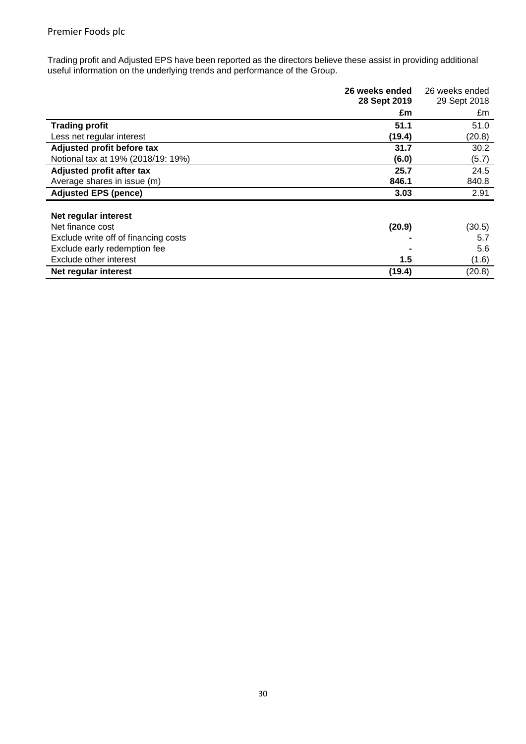Trading profit and Adjusted EPS have been reported as the directors believe these assist in providing additional useful information on the underlying trends and performance of the Group.

| | **26 weeks ended 28 Sept 2019** | 26 weeks ended 29 Sept 2018 |
|---|---|---|
| | **£m** | £m |
| **Trading profit** | **51.1** | 51.0 |
| Less net regular interest | **(19.4)** | (20.8) |
| **Adjusted profit before tax** | **31.7** | 30.2 |
| Notional tax at 19% (2018/19: 19%) | **(6.0)** | (5.7) |
| **Adjusted profit after tax** | **25.7** | 24.5 |
| Average shares in issue (m) | **846.1** | 840.8 |
| **Adjusted EPS (pence)** | **3.03** | 2.91 |
| | | |
| **Net regular interest** | | |
| Net finance cost | **(20.9)** | (30.5) |
| Exclude write off of financing costs | **-** | 5.7 |
| Exclude early redemption fee | **-** | 5.6 |
| Exclude other interest | **1.5** | (1.6) |
| **Net regular interest** | **(19.4)** | (20.8) |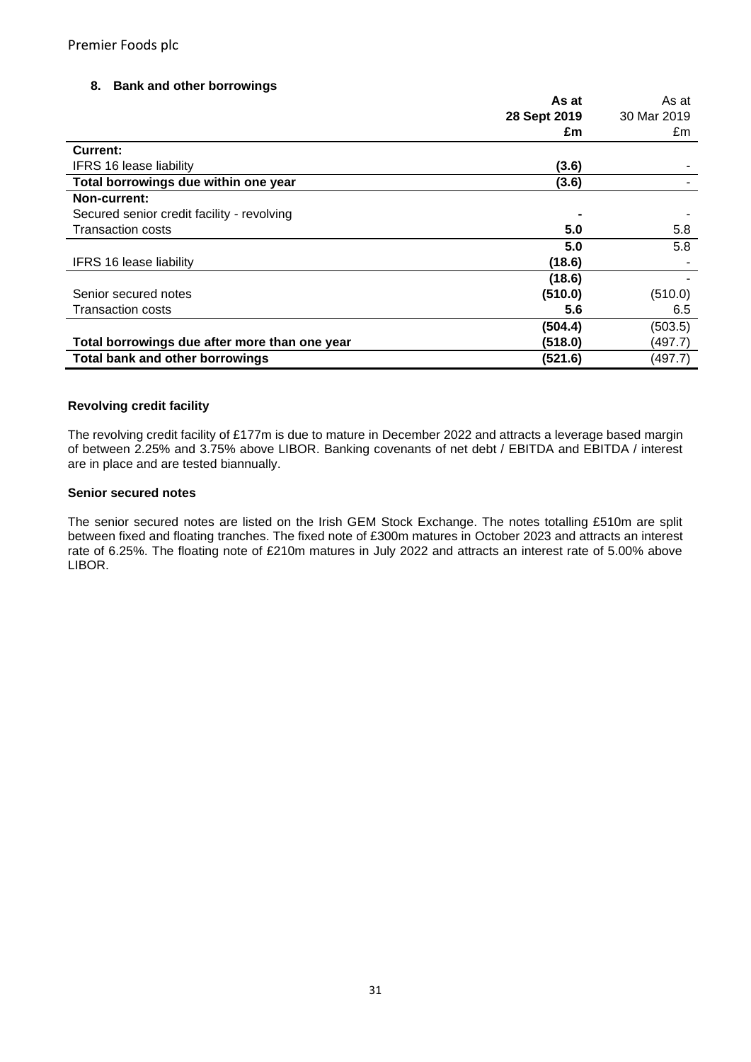## 8. Bank and other borrowings

| | As at 28 Sept 2019 £m | As at 30 Mar 2019 £m |
|---|---|---|
| **Current:** | | |
| IFRS 16 lease liability | **(3.6)** | - |
| **Total borrowings due within one year** | **(3.6)** | - |
| **Non-current:** | | |
| Secured senior credit facility - revolving | **-** | - |
| Transaction costs | **5.0** | 5.8 |
| | **5.0** | 5.8 |
| IFRS 16 lease liability | **(18.6)** | - |
| | **(18.6)** | - |
| Senior secured notes | **(510.0)** | (510.0) |
| Transaction costs | **5.6** | 6.5 |
| | **(504.4)** | (503.5) |
| **Total borrowings due after more than one year** | **(518.0)** | (497.7) |
| **Total bank and other borrowings** | **(521.6)** | (497.7) |

### Revolving credit facility

The revolving credit facility of £177m is due to mature in December 2022 and attracts a leverage based margin of between 2.25% and 3.75% above LIBOR. Banking covenants of net debt / EBITDA and EBITDA / interest are in place and are tested biannually.

### Senior secured notes

The senior secured notes are listed on the Irish GEM Stock Exchange. The notes totalling £510m are split between fixed and floating tranches. The fixed note of £300m matures in October 2023 and attracts an interest rate of 6.25%. The floating note of £210m matures in July 2022 and attracts an interest rate of 5.00% above LIBOR.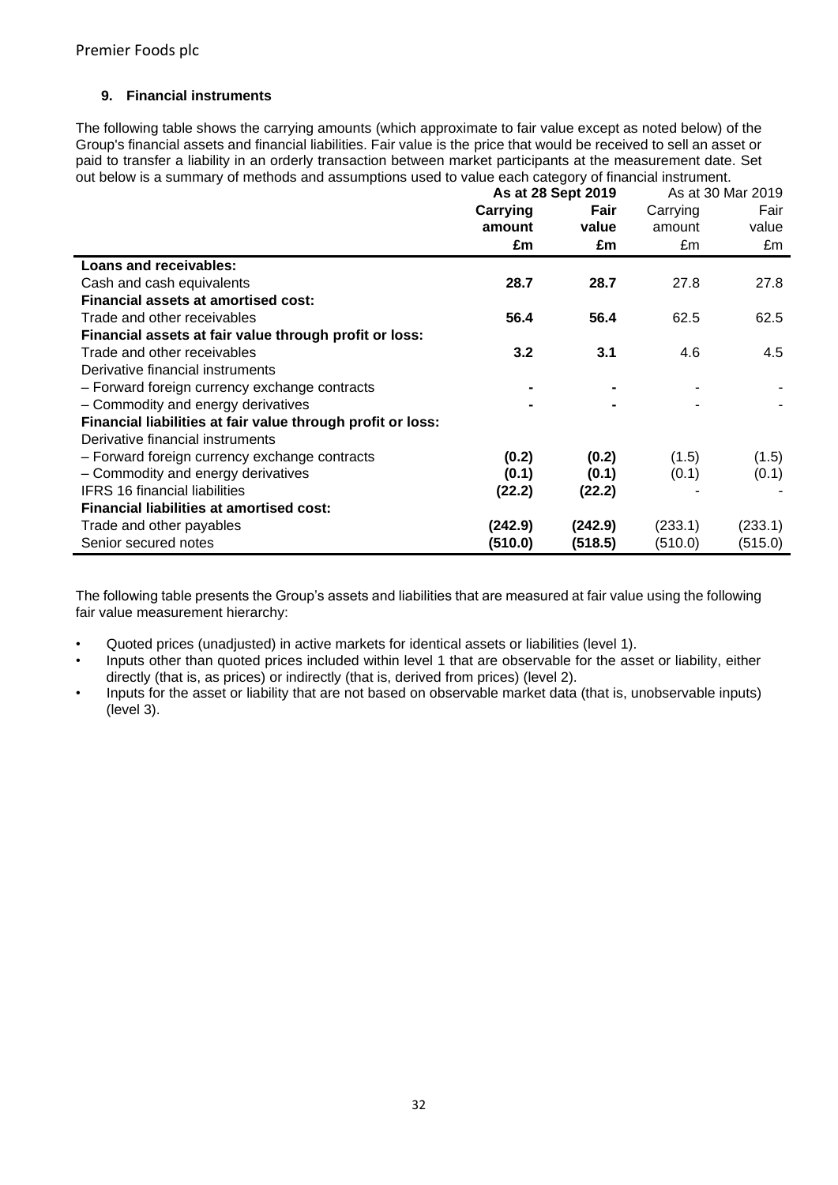### 9. Financial instruments

The following table shows the carrying amounts (which approximate to fair value except as noted below) of the Group's financial assets and financial liabilities. Fair value is the price that would be received to sell an asset or paid to transfer a liability in an orderly transaction between market participants at the measurement date. Set out below is a summary of methods and assumptions used to value each category of financial instrument.

| | **As at 28 Sept 2019** | | As at 30 Mar 2019 | |
|---|---|---|---|---|
| | **Carrying amount** | **Fair value** | Carrying amount | Fair value |
| | **£m** | **£m** | £m | £m |
| **Loans and receivables:** | | | | |
| Cash and cash equivalents | **28.7** | **28.7** | 27.8 | 27.8 |
| **Financial assets at amortised cost:** | | | | |
| Trade and other receivables | **56.4** | **56.4** | 62.5 | 62.5 |
| **Financial assets at fair value through profit or loss:** | | | | |
| Trade and other receivables | **3.2** | **3.1** | 4.6 | 4.5 |
| Derivative financial instruments | | | | |
| – Forward foreign currency exchange contracts | **-** | **-** | - | - |
| – Commodity and energy derivatives | **-** | **-** | - | - |
| **Financial liabilities at fair value through profit or loss:** | | | | |
| Derivative financial instruments | | | | |
| – Forward foreign currency exchange contracts | **(0.2)** | **(0.2)** | (1.5) | (1.5) |
| – Commodity and energy derivatives | **(0.1)** | **(0.1)** | (0.1) | (0.1) |
| IFRS 16 financial liabilities | **(22.2)** | **(22.2)** | - | - |
| **Financial liabilities at amortised cost:** | | | | |
| Trade and other payables | **(242.9)** | **(242.9)** | (233.1) | (233.1) |
| Senior secured notes | **(510.0)** | **(518.5)** | (510.0) | (515.0) |

The following table presents the Group's assets and liabilities that are measured at fair value using the following fair value measurement hierarchy:

- Quoted prices (unadjusted) in active markets for identical assets or liabilities (level 1).
- Inputs other than quoted prices included within level 1 that are observable for the asset or liability, either directly (that is, as prices) or indirectly (that is, derived from prices) (level 2).
- Inputs for the asset or liability that are not based on observable market data (that is, unobservable inputs) (level 3).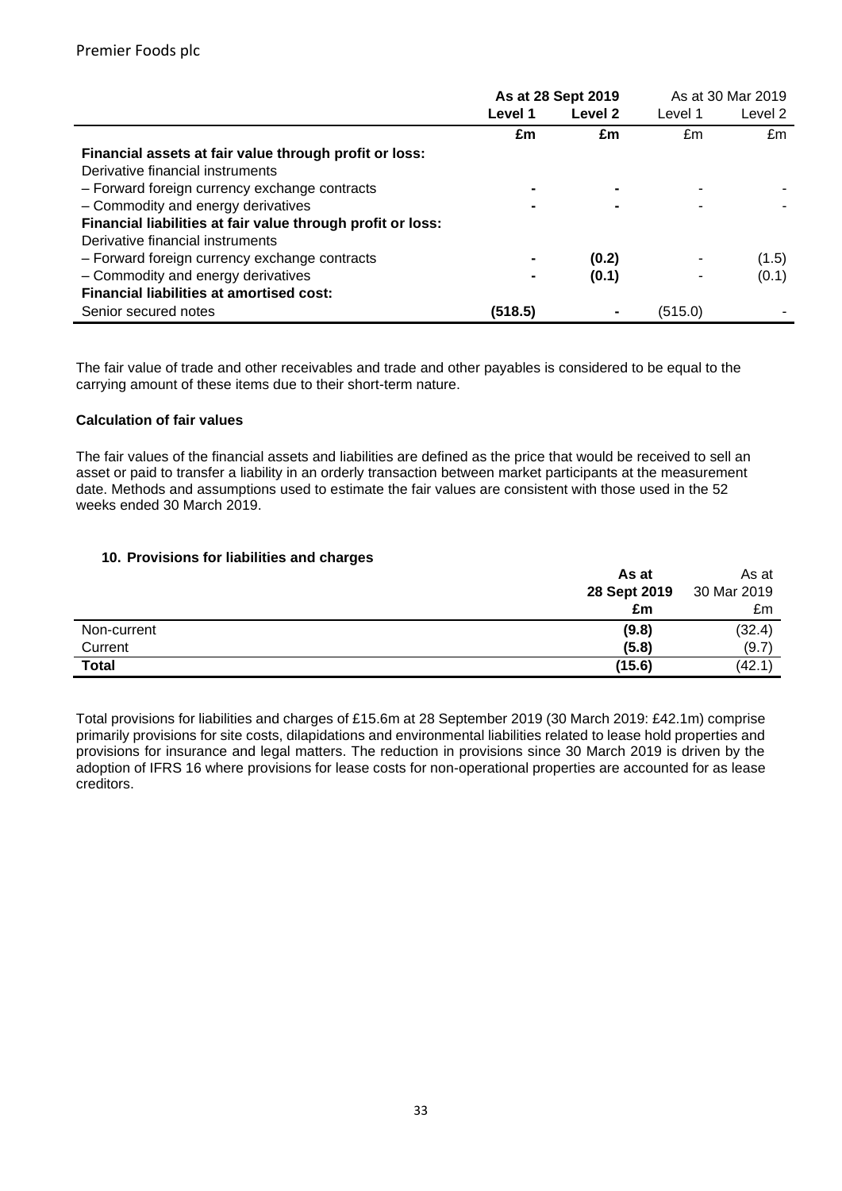| | As at 28 Sept 2019 | | As at 30 Mar 2019 | |
|---|---|---|---|---|
| | **Level 1** | **Level 2** | Level 1 | Level 2 |
| | **£m** | **£m** | £m | £m |
| **Financial assets at fair value through profit or loss:** | | | | |
| Derivative financial instruments | | | | |
| – Forward foreign currency exchange contracts | **-** | **-** | - | - |
| – Commodity and energy derivatives | **-** | **-** | - | - |
| **Financial liabilities at fair value through profit or loss:** | | | | |
| Derivative financial instruments | | | | |
| – Forward foreign currency exchange contracts | **-** | **(0.2)** | - | (1.5) |
| – Commodity and energy derivatives | **-** | **(0.1)** | - | (0.1) |
| **Financial liabilities at amortised cost:** | | | | |
| Senior secured notes | **(518.5)** | **-** | (515.0) | - |

The fair value of trade and other receivables and trade and other payables is considered to be equal to the carrying amount of these items due to their short-term nature.

**Calculation of fair values**

The fair values of the financial assets and liabilities are defined as the price that would be received to sell an asset or paid to transfer a liability in an orderly transaction between market participants at the measurement date. Methods and assumptions used to estimate the fair values are consistent with those used in the 52 weeks ended 30 March 2019.

## 10. Provisions for liabilities and charges

| | **As at 28 Sept 2019** | As at 30 Mar 2019 |
|---|---|---|
| | **£m** | £m |
| Non-current | **(9.8)** | (32.4) |
| Current | **(5.8)** | (9.7) |
| **Total** | **(15.6)** | (42.1) |

Total provisions for liabilities and charges of £15.6m at 28 September 2019 (30 March 2019: £42.1m) comprise primarily provisions for site costs, dilapidations and environmental liabilities related to lease hold properties and provisions for insurance and legal matters. The reduction in provisions since 30 March 2019 is driven by the adoption of IFRS 16 where provisions for lease costs for non-operational properties are accounted for as lease creditors.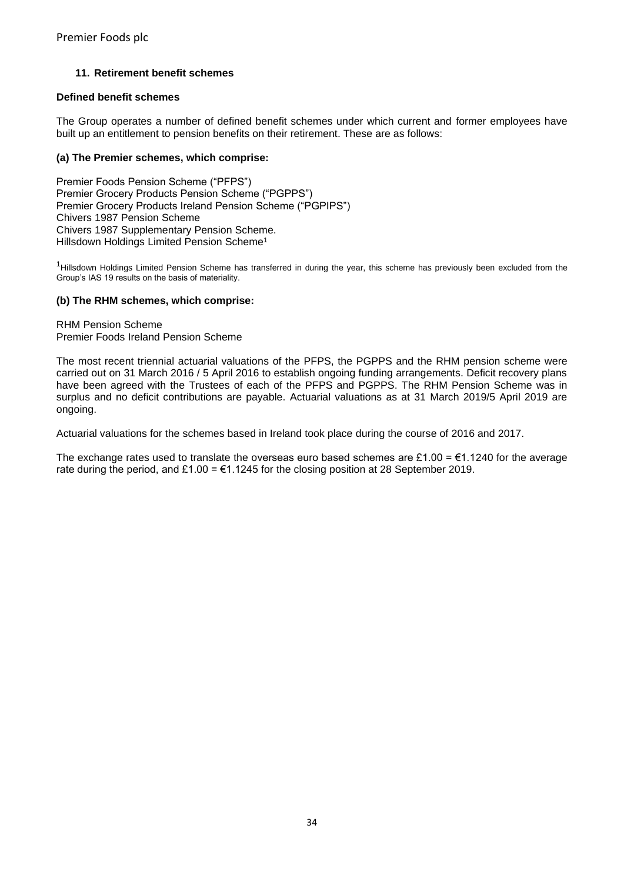## 11. Retirement benefit schemes

### Defined benefit schemes

The Group operates a number of defined benefit schemes under which current and former employees have built up an entitlement to pension benefits on their retirement. These are as follows:

#### (a) The Premier schemes, which comprise:

Premier Foods Pension Scheme ("PFPS")
Premier Grocery Products Pension Scheme ("PGPPS")
Premier Grocery Products Ireland Pension Scheme ("PGPIPS")
Chivers 1987 Pension Scheme
Chivers 1987 Supplementary Pension Scheme.
Hillsdown Holdings Limited Pension Scheme[1]

[1]Hillsdown Holdings Limited Pension Scheme has transferred in during the year, this scheme has previously been excluded from the Group's IAS 19 results on the basis of materiality.

#### (b) The RHM schemes, which comprise:

RHM Pension Scheme
Premier Foods Ireland Pension Scheme

The most recent triennial actuarial valuations of the PFPS, the PGPPS and the RHM pension scheme were carried out on 31 March 2016 / 5 April 2016 to establish ongoing funding arrangements. Deficit recovery plans have been agreed with the Trustees of each of the PFPS and PGPPS. The RHM Pension Scheme was in surplus and no deficit contributions are payable. Actuarial valuations as at 31 March 2019/5 April 2019 are ongoing.

Actuarial valuations for the schemes based in Ireland took place during the course of 2016 and 2017.

The exchange rates used to translate the overseas euro based schemes are £1.00 = €1.1240 for the average rate during the period, and £1.00 = €1.1245 for the closing position at 28 September 2019.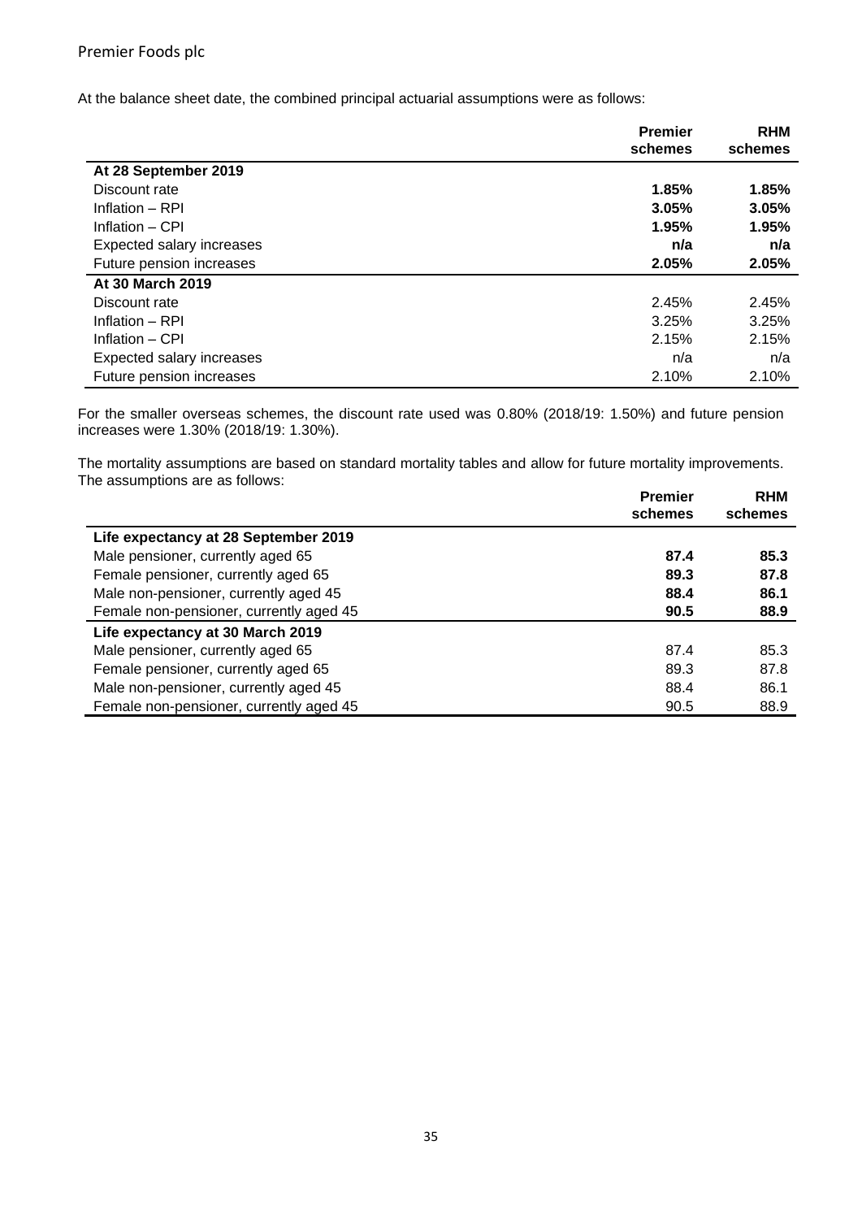At the balance sheet date, the combined principal actuarial assumptions were as follows:

| | Premier schemes | RHM schemes |
|---|---|---|
| **At 28 September 2019** | | |
| Discount rate | **1.85%** | **1.85%** |
| Inflation – RPI | **3.05%** | **3.05%** |
| Inflation – CPI | **1.95%** | **1.95%** |
| Expected salary increases | **n/a** | **n/a** |
| Future pension increases | **2.05%** | **2.05%** |
| **At 30 March 2019** | | |
| Discount rate | 2.45% | 2.45% |
| Inflation – RPI | 3.25% | 3.25% |
| Inflation – CPI | 2.15% | 2.15% |
| Expected salary increases | n/a | n/a |
| Future pension increases | 2.10% | 2.10% |

For the smaller overseas schemes, the discount rate used was 0.80% (2018/19: 1.50%) and future pension increases were 1.30% (2018/19: 1.30%).

The mortality assumptions are based on standard mortality tables and allow for future mortality improvements. The assumptions are as follows:

| | Premier schemes | RHM schemes |
|---|---|---|
| **Life expectancy at 28 September 2019** | | |
| Male pensioner, currently aged 65 | **87.4** | **85.3** |
| Female pensioner, currently aged 65 | **89.3** | **87.8** |
| Male non-pensioner, currently aged 45 | **88.4** | **86.1** |
| Female non-pensioner, currently aged 45 | **90.5** | **88.9** |
| **Life expectancy at 30 March 2019** | | |
| Male pensioner, currently aged 65 | 87.4 | 85.3 |
| Female pensioner, currently aged 65 | 89.3 | 87.8 |
| Male non-pensioner, currently aged 45 | 88.4 | 86.1 |
| Female non-pensioner, currently aged 45 | 90.5 | 88.9 |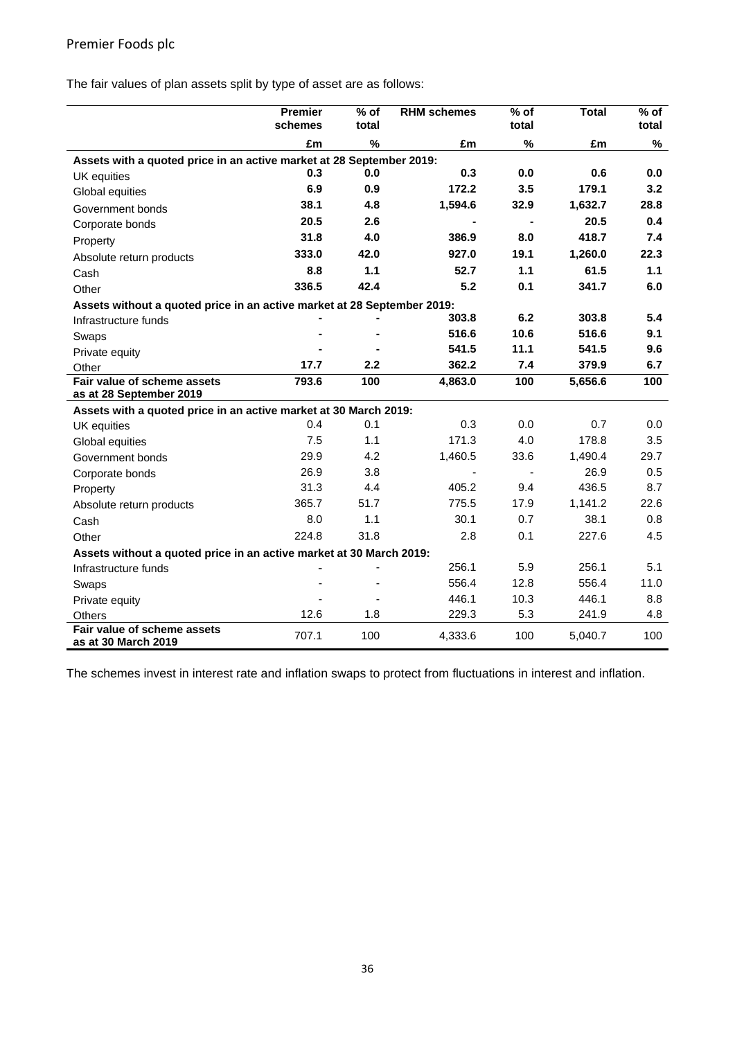The fair values of plan assets split by type of asset are as follows:

| | Premier schemes | % of total | RHM schemes | % of total | Total | % of total |
|---|---|---|---|---|---|---|
| | £m | % | £m | % | £m | % |
| **Assets with a quoted price in an active market at 28 September 2019:** | | | | | | |
| UK equities | **0.3** | **0.0** | **0.3** | **0.0** | **0.6** | **0.0** |
| Global equities | **6.9** | **0.9** | **172.2** | **3.5** | **179.1** | **3.2** |
| Government bonds | **38.1** | **4.8** | **1,594.6** | **32.9** | **1,632.7** | **28.8** |
| Corporate bonds | **20.5** | **2.6** | **-** | **-** | **20.5** | **0.4** |
| Property | **31.8** | **4.0** | **386.9** | **8.0** | **418.7** | **7.4** |
| Absolute return products | **333.0** | **42.0** | **927.0** | **19.1** | **1,260.0** | **22.3** |
| Cash | **8.8** | **1.1** | **52.7** | **1.1** | **61.5** | **1.1** |
| Other | **336.5** | **42.4** | **5.2** | **0.1** | **341.7** | **6.0** |
| **Assets without a quoted price in an active market at 28 September 2019:** | | | | | | |
| Infrastructure funds | **-** | **-** | **303.8** | **6.2** | **303.8** | **5.4** |
| Swaps | **-** | **-** | **516.6** | **10.6** | **516.6** | **9.1** |
| Private equity | **-** | **-** | **541.5** | **11.1** | **541.5** | **9.6** |
| Other | **17.7** | **2.2** | **362.2** | **7.4** | **379.9** | **6.7** |
| **Fair value of scheme assets as at 28 September 2019** | **793.6** | **100** | **4,863.0** | **100** | **5,656.6** | **100** |
| **Assets with a quoted price in an active market at 30 March 2019:** | | | | | | |
| UK equities | 0.4 | 0.1 | 0.3 | 0.0 | 0.7 | 0.0 |
| Global equities | 7.5 | 1.1 | 171.3 | 4.0 | 178.8 | 3.5 |
| Government bonds | 29.9 | 4.2 | 1,460.5 | 33.6 | 1,490.4 | 29.7 |
| Corporate bonds | 26.9 | 3.8 | - | - | 26.9 | 0.5 |
| Property | 31.3 | 4.4 | 405.2 | 9.4 | 436.5 | 8.7 |
| Absolute return products | 365.7 | 51.7 | 775.5 | 17.9 | 1,141.2 | 22.6 |
| Cash | 8.0 | 1.1 | 30.1 | 0.7 | 38.1 | 0.8 |
| Other | 224.8 | 31.8 | 2.8 | 0.1 | 227.6 | 4.5 |
| **Assets without a quoted price in an active market at 30 March 2019:** | | | | | | |
| Infrastructure funds | - | - | 256.1 | 5.9 | 256.1 | 5.1 |
| Swaps | - | - | 556.4 | 12.8 | 556.4 | 11.0 |
| Private equity | - | - | 446.1 | 10.3 | 446.1 | 8.8 |
| Others | 12.6 | 1.8 | 229.3 | 5.3 | 241.9 | 4.8 |
| **Fair value of scheme assets as at 30 March 2019** | 707.1 | 100 | 4,333.6 | 100 | 5,040.7 | 100 |

The schemes invest in interest rate and inflation swaps to protect from fluctuations in interest and inflation.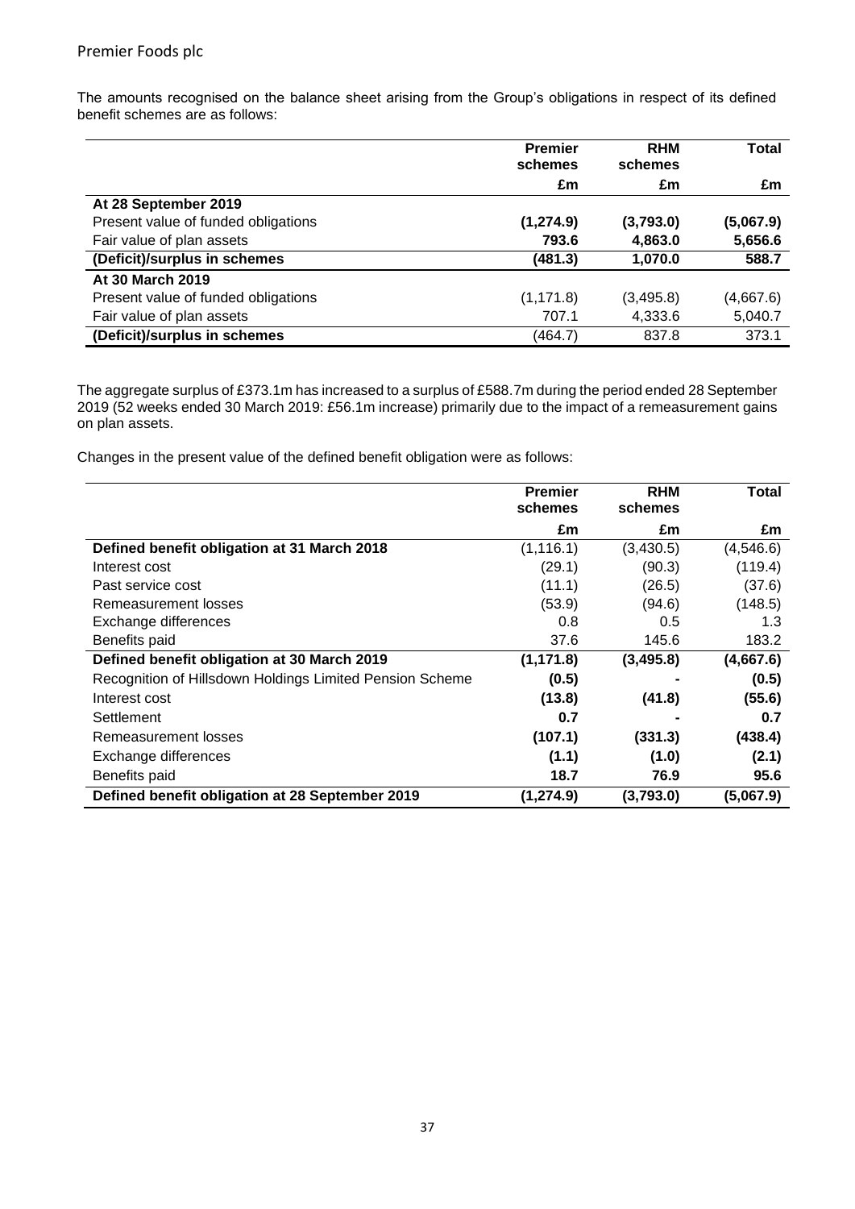The amounts recognised on the balance sheet arising from the Group's obligations in respect of its defined benefit schemes are as follows:

| | Premier schemes | RHM schemes | Total |
|---|---|---|---|
| | £m | £m | £m |
| **At 28 September 2019** | | | |
| Present value of funded obligations | **(1,274.9)** | **(3,793.0)** | **(5,067.9)** |
| Fair value of plan assets | **793.6** | **4,863.0** | **5,656.6** |
| **(Deficit)/surplus in schemes** | **(481.3)** | **1,070.0** | **588.7** |
| **At 30 March 2019** | | | |
| Present value of funded obligations | (1,171.8) | (3,495.8) | (4,667.6) |
| Fair value of plan assets | 707.1 | 4,333.6 | 5,040.7 |
| **(Deficit)/surplus in schemes** | (464.7) | 837.8 | 373.1 |

The aggregate surplus of £373.1m has increased to a surplus of £588.7m during the period ended 28 September 2019 (52 weeks ended 30 March 2019: £56.1m increase) primarily due to the impact of a remeasurement gains on plan assets.

Changes in the present value of the defined benefit obligation were as follows:

| | Premier schemes | RHM schemes | Total |
|---|---|---|---|
| | £m | £m | £m |
| **Defined benefit obligation at 31 March 2018** | (1,116.1) | (3,430.5) | (4,546.6) |
| Interest cost | (29.1) | (90.3) | (119.4) |
| Past service cost | (11.1) | (26.5) | (37.6) |
| Remeasurement losses | (53.9) | (94.6) | (148.5) |
| Exchange differences | 0.8 | 0.5 | 1.3 |
| Benefits paid | 37.6 | 145.6 | 183.2 |
| **Defined benefit obligation at 30 March 2019** | **(1,171.8)** | **(3,495.8)** | **(4,667.6)** |
| Recognition of Hillsdown Holdings Limited Pension Scheme | **(0.5)** | **-** | **(0.5)** |
| Interest cost | **(13.8)** | **(41.8)** | **(55.6)** |
| Settlement | **0.7** | **-** | **0.7** |
| Remeasurement losses | **(107.1)** | **(331.3)** | **(438.4)** |
| Exchange differences | **(1.1)** | **(1.0)** | **(2.1)** |
| Benefits paid | **18.7** | **76.9** | **95.6** |
| **Defined benefit obligation at 28 September 2019** | **(1,274.9)** | **(3,793.0)** | **(5,067.9)** |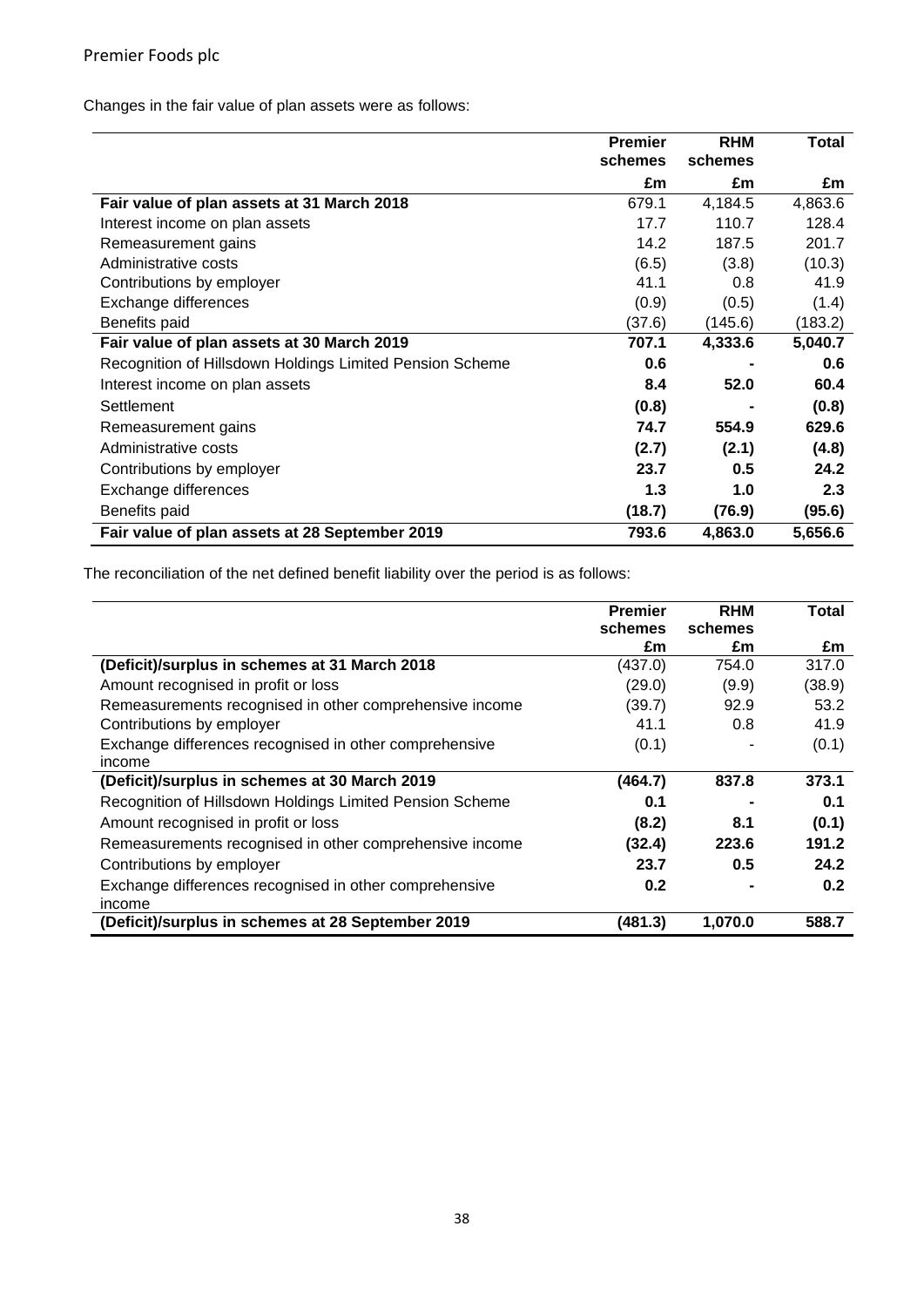Changes in the fair value of plan assets were as follows:

| | Premier schemes | RHM schemes | Total |
|---|---|---|---|
| | £m | £m | £m |
| **Fair value of plan assets at 31 March 2018** | 679.1 | 4,184.5 | 4,863.6 |
| Interest income on plan assets | 17.7 | 110.7 | 128.4 |
| Remeasurement gains | 14.2 | 187.5 | 201.7 |
| Administrative costs | (6.5) | (3.8) | (10.3) |
| Contributions by employer | 41.1 | 0.8 | 41.9 |
| Exchange differences | (0.9) | (0.5) | (1.4) |
| Benefits paid | (37.6) | (145.6) | (183.2) |
| **Fair value of plan assets at 30 March 2019** | **707.1** | **4,333.6** | **5,040.7** |
| Recognition of Hillsdown Holdings Limited Pension Scheme | **0.6** | **-** | **0.6** |
| Interest income on plan assets | **8.4** | **52.0** | **60.4** |
| Settlement | **(0.8)** | **-** | **(0.8)** |
| Remeasurement gains | **74.7** | **554.9** | **629.6** |
| Administrative costs | **(2.7)** | **(2.1)** | **(4.8)** |
| Contributions by employer | **23.7** | **0.5** | **24.2** |
| Exchange differences | **1.3** | **1.0** | **2.3** |
| Benefits paid | **(18.7)** | **(76.9)** | **(95.6)** |
| **Fair value of plan assets at 28 September 2019** | **793.6** | **4,863.0** | **5,656.6** |

The reconciliation of the net defined benefit liability over the period is as follows:

| | Premier schemes | RHM schemes | Total |
|---|---|---|---|
| | £m | £m | £m |
| **(Deficit)/surplus in schemes at 31 March 2018** | (437.0) | 754.0 | 317.0 |
| Amount recognised in profit or loss | (29.0) | (9.9) | (38.9) |
| Remeasurements recognised in other comprehensive income | (39.7) | 92.9 | 53.2 |
| Contributions by employer | 41.1 | 0.8 | 41.9 |
| Exchange differences recognised in other comprehensive income | (0.1) | - | (0.1) |
| **(Deficit)/surplus in schemes at 30 March 2019** | **(464.7)** | **837.8** | **373.1** |
| Recognition of Hillsdown Holdings Limited Pension Scheme | **0.1** | **-** | **0.1** |
| Amount recognised in profit or loss | **(8.2)** | **8.1** | **(0.1)** |
| Remeasurements recognised in other comprehensive income | **(32.4)** | **223.6** | **191.2** |
| Contributions by employer | **23.7** | **0.5** | **24.2** |
| Exchange differences recognised in other comprehensive income | **0.2** | **-** | **0.2** |
| **(Deficit)/surplus in schemes at 28 September 2019** | **(481.3)** | **1,070.0** | **588.7** |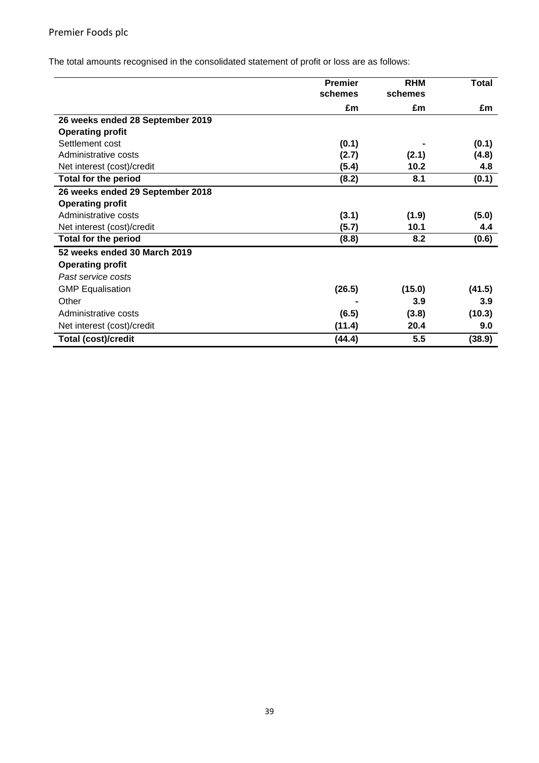The total amounts recognised in the consolidated statement of profit or loss are as follows:

| | Premier schemes | RHM schemes | Total |
|---|---|---|---|
| | £m | £m | £m |
| **26 weeks ended 28 September 2019** | | | |
| **Operating profit** | | | |
| Settlement cost | **(0.1)** | **-** | **(0.1)** |
| Administrative costs | **(2.7)** | **(2.1)** | **(4.8)** |
| Net interest (cost)/credit | **(5.4)** | **10.2** | **4.8** |
| **Total for the period** | **(8.2)** | **8.1** | **(0.1)** |
| **26 weeks ended 29 September 2018** | | | |
| **Operating profit** | | | |
| Administrative costs | (3.1) | (1.9) | (5.0) |
| Net interest (cost)/credit | (5.7) | 10.1 | 4.4 |
| **Total for the period** | (8.8) | 8.2 | (0.6) |
| **52 weeks ended 30 March 2019** | | | |
| **Operating profit** | | | |
| *Past service costs* | | | |
| GMP Equalisation | (26.5) | (15.0) | (41.5) |
| Other | - | 3.9 | 3.9 |
| Administrative costs | (6.5) | (3.8) | (10.3) |
| Net interest (cost)/credit | (11.4) | 20.4 | 9.0 |
| **Total (cost)/credit** | (44.4) | 5.5 | (38.9) |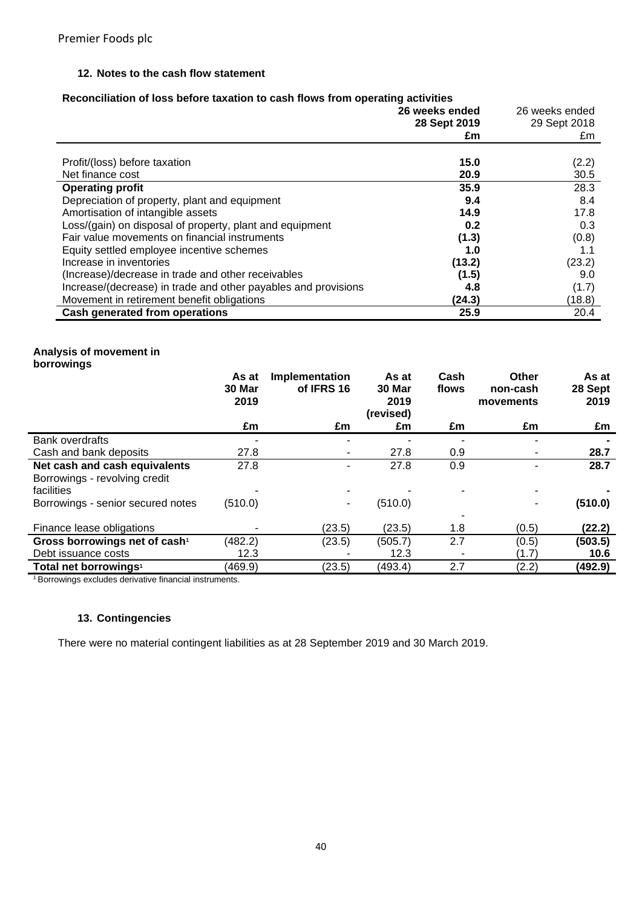Premier Foods plc

## 12. Notes to the cash flow statement

**Reconciliation of loss before taxation to cash flows from operating activities**

| | **26 weeks ended 28 Sept 2019 £m** | 26 weeks ended 29 Sept 2018 £m |
|---|---|---|
| Profit/(loss) before taxation | **15.0** | (2.2) |
| Net finance cost | **20.9** | 30.5 |
| **Operating profit** | **35.9** | 28.3 |
| Depreciation of property, plant and equipment | **9.4** | 8.4 |
| Amortisation of intangible assets | **14.9** | 17.8 |
| Loss/(gain) on disposal of property, plant and equipment | **0.2** | 0.3 |
| Fair value movements on financial instruments | **(1.3)** | (0.8) |
| Equity settled employee incentive schemes | **1.0** | 1.1 |
| Increase in inventories | **(13.2)** | (23.2) |
| (Increase)/decrease in trade and other receivables | **(1.5)** | 9.0 |
| Increase/(decrease) in trade and other payables and provisions | **4.8** | (1.7) |
| Movement in retirement benefit obligations | **(24.3)** | (18.8) |
| **Cash generated from operations** | **25.9** | 20.4 |

**Analysis of movement in borrowings**

| | **As at 30 Mar 2019** | **Implementation of IFRS 16** | **As at 30 Mar 2019 (revised)** | **Cash flows** | **Other non-cash movements** | **As at 28 Sept 2019** |
|---|---|---|---|---|---|---|
| | **£m** | **£m** | **£m** | **£m** | **£m** | **£m** |
| Bank overdrafts | - | - | - | - | - | **-** |
| Cash and bank deposits | 27.8 | - | 27.8 | 0.9 | - | **28.7** |
| **Net cash and cash equivalents** | 27.8 | - | 27.8 | 0.9 | - | **28.7** |
| Borrowings - revolving credit facilities | - | - | - | - | - | **-** |
| Borrowings - senior secured notes | (510.0) | - | (510.0) | - | - | **(510.0)** |
| Finance lease obligations | - | (23.5) | (23.5) | 1.8 | (0.5) | **(22.2)** |
| **Gross borrowings net of cash[1]** | (482.2) | (23.5) | (505.7) | 2.7 | (0.5) | **(503.5)** |
| Debt issuance costs | 12.3 | - | 12.3 | - | (1.7) | **10.6** |
| **Total net borrowings[1]** | (469.9) | (23.5) | (493.4) | 2.7 | (2.2) | **(492.9)** |

[1] Borrowings excludes derivative financial instruments.

## 13. Contingencies

There were no material contingent liabilities as at 28 September 2019 and 30 March 2019.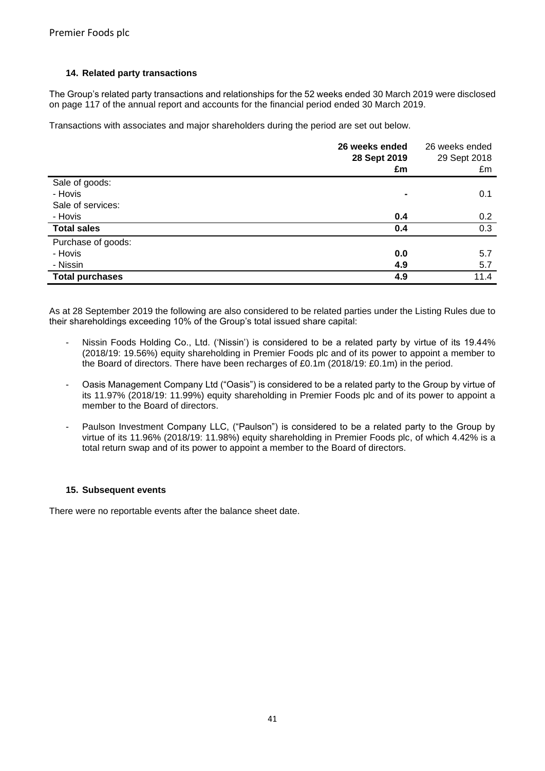### 14. Related party transactions

The Group's related party transactions and relationships for the 52 weeks ended 30 March 2019 were disclosed on page 117 of the annual report and accounts for the financial period ended 30 March 2019.

Transactions with associates and major shareholders during the period are set out below.

| | **26 weeks ended 28 Sept 2019 £m** | 26 weeks ended 29 Sept 2018 £m |
|---|---|---|
| Sale of goods: | | |
| - Hovis | **-** | 0.1 |
| Sale of services: | | |
| - Hovis | **0.4** | 0.2 |
| **Total sales** | **0.4** | 0.3 |
| Purchase of goods: | | |
| - Hovis | **0.0** | 5.7 |
| - Nissin | **4.9** | 5.7 |
| **Total purchases** | **4.9** | 11.4 |

As at 28 September 2019 the following are also considered to be related parties under the Listing Rules due to their shareholdings exceeding 10% of the Group's total issued share capital:

- Nissin Foods Holding Co., Ltd. ('Nissin') is considered to be a related party by virtue of its 19.44% (2018/19: 19.56%) equity shareholding in Premier Foods plc and of its power to appoint a member to the Board of directors. There have been recharges of £0.1m (2018/19: £0.1m) in the period.
- Oasis Management Company Ltd ("Oasis") is considered to be a related party to the Group by virtue of its 11.97% (2018/19: 11.99%) equity shareholding in Premier Foods plc and of its power to appoint a member to the Board of directors.
- Paulson Investment Company LLC, ("Paulson") is considered to be a related party to the Group by virtue of its 11.96% (2018/19: 11.98%) equity shareholding in Premier Foods plc, of which 4.42% is a total return swap and of its power to appoint a member to the Board of directors.

### 15. Subsequent events

There were no reportable events after the balance sheet date.